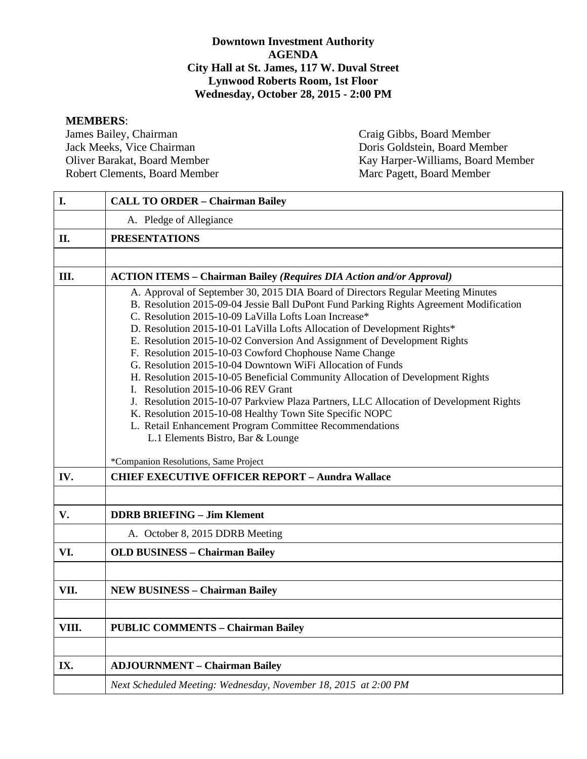**Downtown Investment Authority**
**AGENDA**
**City Hall at St. James, 117 W. Duval Street**
**Lynwood Roberts Room, 1st Floor**
**Wednesday, October 28, 2015 - 2:00 PM**

**MEMBERS**:

James Bailey, Chairman
Jack Meeks, Vice Chairman
Oliver Barakat, Board Member
Robert Clements, Board Member
Craig Gibbs, Board Member
Doris Goldstein, Board Member
Kay Harper-Williams, Board Member
Marc Pagett, Board Member

| | |
|---|---|
| **I.** | **CALL TO ORDER – Chairman Bailey** |
| | A. Pledge of Allegiance |
| **II.** | **PRESENTATIONS** |
| | |
| **III.** | **ACTION ITEMS – Chairman Bailey** ***(Requires DIA Action and/or Approval)*** |
| | A. Approval of September 30, 2015 DIA Board of Directors Regular Meeting Minutes<br>B. Resolution 2015-09-04 Jessie Ball DuPont Fund Parking Rights Agreement Modification<br>C. Resolution 2015-10-09 LaVilla Lofts Loan Increase*<br>D. Resolution 2015-10-01 LaVilla Lofts Allocation of Development Rights*<br>E. Resolution 2015-10-02 Conversion And Assignment of Development Rights<br>F. Resolution 2015-10-03 Cowford Chophouse Name Change<br>G. Resolution 2015-10-04 Downtown WiFi Allocation of Funds<br>H. Resolution 2015-10-05 Beneficial Community Allocation of Development Rights<br>I. Resolution 2015-10-06 REV Grant<br>J. Resolution 2015-10-07 Parkview Plaza Partners, LLC Allocation of Development Rights<br>K. Resolution 2015-10-08 Healthy Town Site Specific NOPC<br>L. Retail Enhancement Program Committee Recommendations<br>L.1 Elements Bistro, Bar & Lounge<br><br>*Companion Resolutions, Same Project |
| **IV.** | **CHIEF EXECUTIVE OFFICER REPORT – Aundra Wallace** |
| | |
| **V.** | **DDRB BRIEFING – Jim Klement** |
| | A. October 8, 2015 DDRB Meeting |
| **VI.** | **OLD BUSINESS – Chairman Bailey** |
| | |
| **VII.** | **NEW BUSINESS – Chairman Bailey** |
| | |
| **VIII.** | **PUBLIC COMMENTS – Chairman Bailey** |
| | |
| **IX.** | **ADJOURNMENT – Chairman Bailey** |
| | *Next Scheduled Meeting: Wednesday, November 18, 2015 at 2:00 PM* |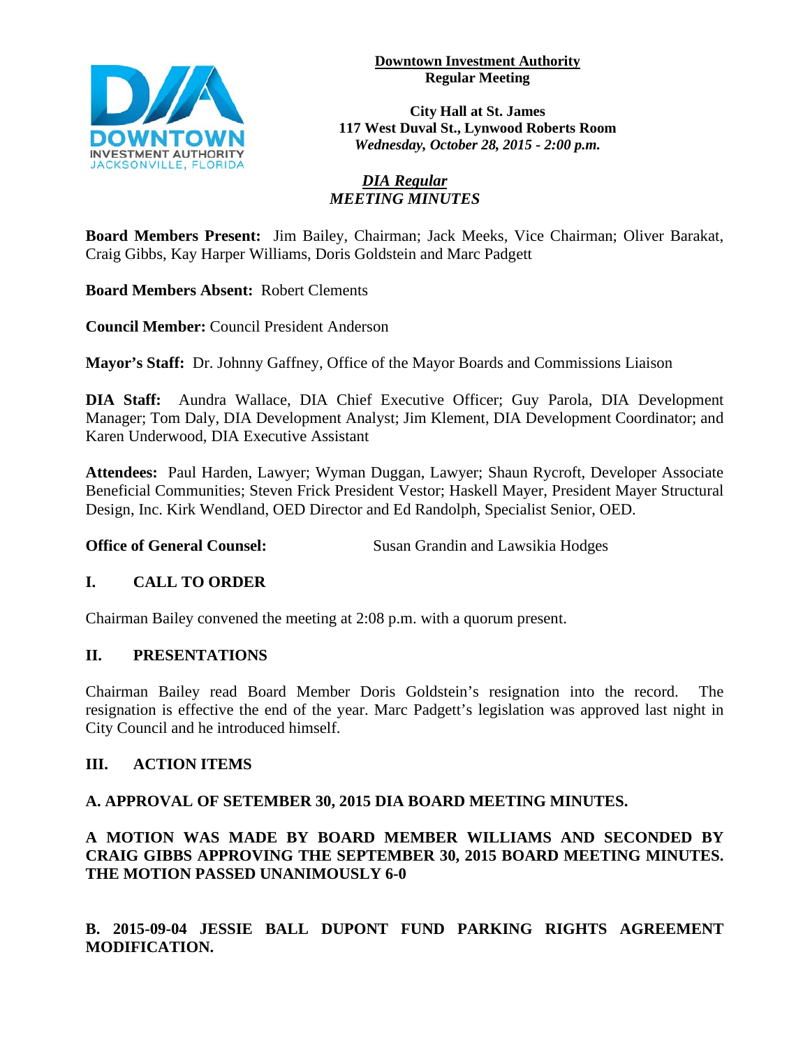**Downtown Investment Authority**
**Regular Meeting**

**City Hall at St. James**
**117 West Duval St., Lynwood Roberts Room**
***Wednesday, October 28, 2015 - 2:00 p.m.***

***DIA Regular***
***MEETING MINUTES***

**Board Members Present:** Jim Bailey, Chairman; Jack Meeks, Vice Chairman; Oliver Barakat, Craig Gibbs, Kay Harper Williams, Doris Goldstein and Marc Padgett

**Board Members Absent:** Robert Clements

**Council Member:** Council President Anderson

**Mayor's Staff:** Dr. Johnny Gaffney, Office of the Mayor Boards and Commissions Liaison

**DIA Staff:** Aundra Wallace, DIA Chief Executive Officer; Guy Parola, DIA Development Manager; Tom Daly, DIA Development Analyst; Jim Klement, DIA Development Coordinator; and Karen Underwood, DIA Executive Assistant

**Attendees:** Paul Harden, Lawyer; Wyman Duggan, Lawyer; Shaun Rycroft, Developer Associate Beneficial Communities; Steven Frick President Vestor; Haskell Mayer, President Mayer Structural Design, Inc. Kirk Wendland, OED Director and Ed Randolph, Specialist Senior, OED.

**Office of General Counsel:** Susan Grandin and Lawsikia Hodges

## I. CALL TO ORDER

Chairman Bailey convened the meeting at 2:08 p.m. with a quorum present.

## II. PRESENTATIONS

Chairman Bailey read Board Member Doris Goldstein's resignation into the record. The resignation is effective the end of the year. Marc Padgett's legislation was approved last night in City Council and he introduced himself.

## III. ACTION ITEMS

### A. APPROVAL OF SETEMBER 30, 2015 DIA BOARD MEETING MINUTES.

**A MOTION WAS MADE BY BOARD MEMBER WILLIAMS AND SECONDED BY CRAIG GIBBS APPROVING THE SEPTEMBER 30, 2015 BOARD MEETING MINUTES. THE MOTION PASSED UNANIMOUSLY 6-0**

### B. 2015-09-04 JESSIE BALL DUPONT FUND PARKING RIGHTS AGREEMENT MODIFICATION.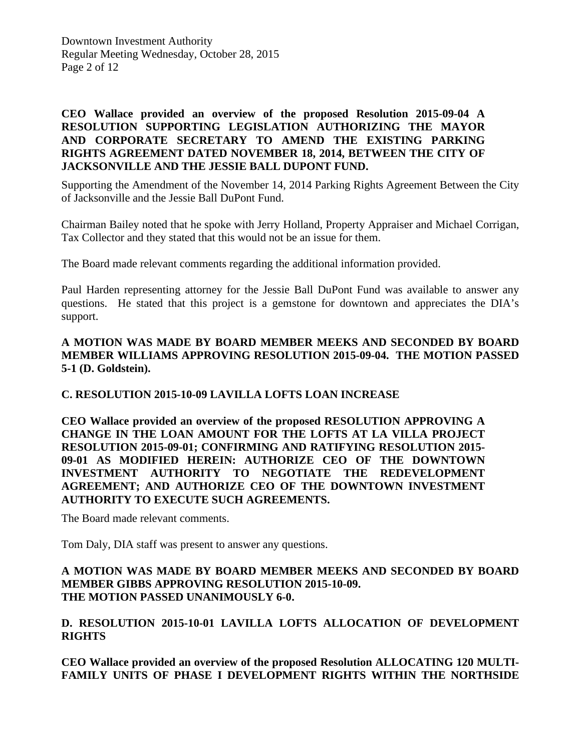**CEO Wallace provided an overview of the proposed Resolution 2015-09-04 A RESOLUTION SUPPORTING LEGISLATION AUTHORIZING THE MAYOR AND CORPORATE SECRETARY TO AMEND THE EXISTING PARKING RIGHTS AGREEMENT DATED NOVEMBER 18, 2014, BETWEEN THE CITY OF JACKSONVILLE AND THE JESSIE BALL DUPONT FUND.**

Supporting the Amendment of the November 14, 2014 Parking Rights Agreement Between the City of Jacksonville and the Jessie Ball DuPont Fund.

Chairman Bailey noted that he spoke with Jerry Holland, Property Appraiser and Michael Corrigan, Tax Collector and they stated that this would not be an issue for them.

The Board made relevant comments regarding the additional information provided.

Paul Harden representing attorney for the Jessie Ball DuPont Fund was available to answer any questions. He stated that this project is a gemstone for downtown and appreciates the DIA's support.

**A MOTION WAS MADE BY BOARD MEMBER MEEKS AND SECONDED BY BOARD MEMBER WILLIAMS APPROVING RESOLUTION 2015-09-04. THE MOTION PASSED 5-1 (D. Goldstein).**

**C. RESOLUTION 2015-10-09 LAVILLA LOFTS LOAN INCREASE**

**CEO Wallace provided an overview of the proposed RESOLUTION APPROVING A CHANGE IN THE LOAN AMOUNT FOR THE LOFTS AT LA VILLA PROJECT RESOLUTION 2015-09-01; CONFIRMING AND RATIFYING RESOLUTION 2015-09-01 AS MODIFIED HEREIN: AUTHORIZE CEO OF THE DOWNTOWN INVESTMENT AUTHORITY TO NEGOTIATE THE REDEVELOPMENT AGREEMENT; AND AUTHORIZE CEO OF THE DOWNTOWN INVESTMENT AUTHORITY TO EXECUTE SUCH AGREEMENTS.**

The Board made relevant comments.

Tom Daly, DIA staff was present to answer any questions.

**A MOTION WAS MADE BY BOARD MEMBER MEEKS AND SECONDED BY BOARD MEMBER GIBBS APPROVING RESOLUTION 2015-10-09.**
**THE MOTION PASSED UNANIMOUSLY 6-0.**

**D. RESOLUTION 2015-10-01 LAVILLA LOFTS ALLOCATION OF DEVELOPMENT RIGHTS**

**CEO Wallace provided an overview of the proposed Resolution ALLOCATING 120 MULTI-FAMILY UNITS OF PHASE I DEVELOPMENT RIGHTS WITHIN THE NORTHSIDE**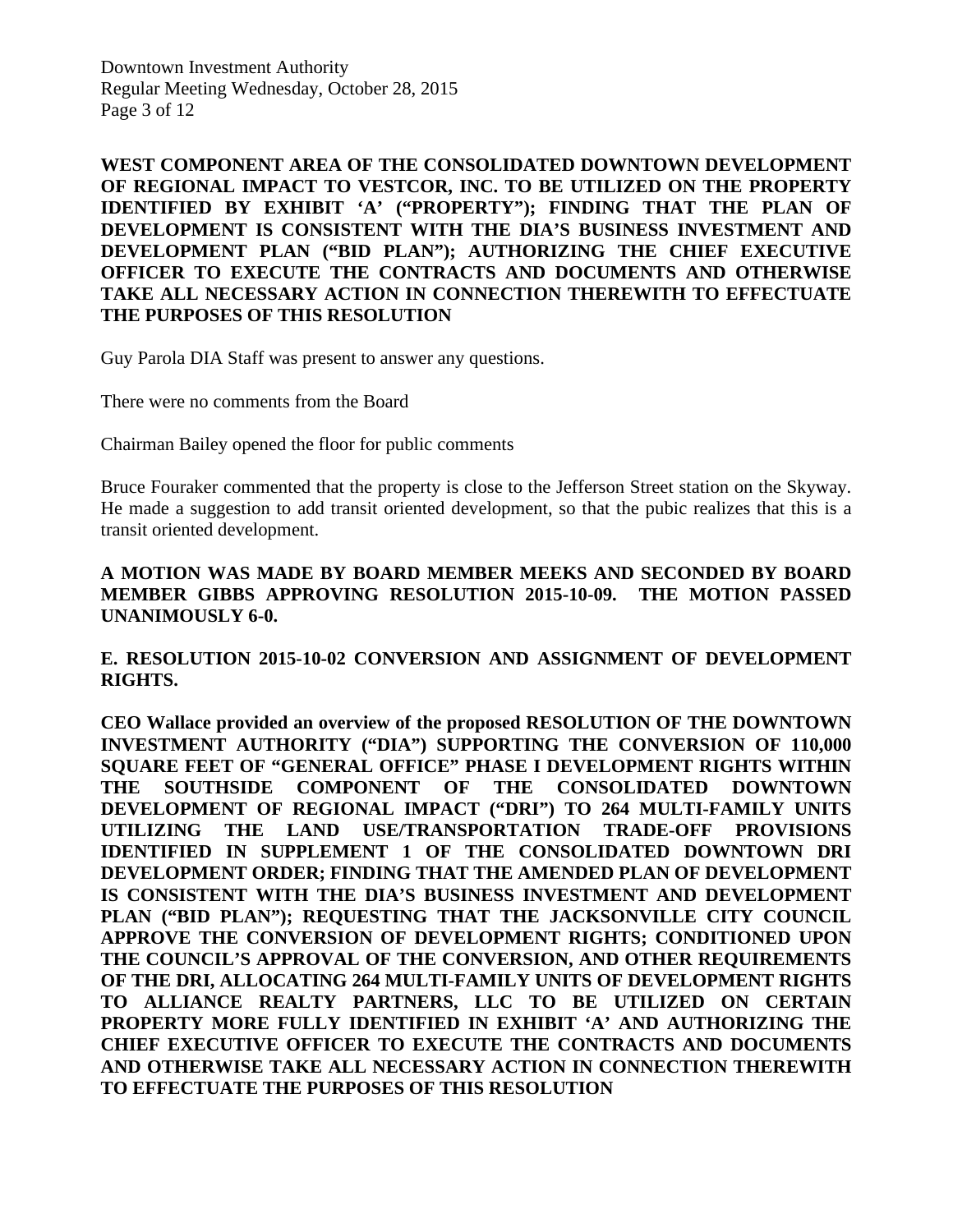**WEST COMPONENT AREA OF THE CONSOLIDATED DOWNTOWN DEVELOPMENT OF REGIONAL IMPACT TO VESTCOR, INC. TO BE UTILIZED ON THE PROPERTY IDENTIFIED BY EXHIBIT 'A' ("PROPERTY"); FINDING THAT THE PLAN OF DEVELOPMENT IS CONSISTENT WITH THE DIA'S BUSINESS INVESTMENT AND DEVELOPMENT PLAN ("BID PLAN"); AUTHORIZING THE CHIEF EXECUTIVE OFFICER TO EXECUTE THE CONTRACTS AND DOCUMENTS AND OTHERWISE TAKE ALL NECESSARY ACTION IN CONNECTION THEREWITH TO EFFECTUATE THE PURPOSES OF THIS RESOLUTION**

Guy Parola DIA Staff was present to answer any questions.

There were no comments from the Board

Chairman Bailey opened the floor for public comments

Bruce Fouraker commented that the property is close to the Jefferson Street station on the Skyway. He made a suggestion to add transit oriented development, so that the pubic realizes that this is a transit oriented development.

**A MOTION WAS MADE BY BOARD MEMBER MEEKS AND SECONDED BY BOARD MEMBER GIBBS APPROVING RESOLUTION 2015-10-09. THE MOTION PASSED UNANIMOUSLY 6-0.**

**E. RESOLUTION 2015-10-02 CONVERSION AND ASSIGNMENT OF DEVELOPMENT RIGHTS.**

**CEO Wallace provided an overview of the proposed RESOLUTION OF THE DOWNTOWN INVESTMENT AUTHORITY ("DIA") SUPPORTING THE CONVERSION OF 110,000 SQUARE FEET OF "GENERAL OFFICE" PHASE I DEVELOPMENT RIGHTS WITHIN THE SOUTHSIDE COMPONENT OF THE CONSOLIDATED DOWNTOWN DEVELOPMENT OF REGIONAL IMPACT ("DRI") TO 264 MULTI-FAMILY UNITS UTILIZING THE LAND USE/TRANSPORTATION TRADE-OFF PROVISIONS IDENTIFIED IN SUPPLEMENT 1 OF THE CONSOLIDATED DOWNTOWN DRI DEVELOPMENT ORDER; FINDING THAT THE AMENDED PLAN OF DEVELOPMENT IS CONSISTENT WITH THE DIA'S BUSINESS INVESTMENT AND DEVELOPMENT PLAN ("BID PLAN"); REQUESTING THAT THE JACKSONVILLE CITY COUNCIL APPROVE THE CONVERSION OF DEVELOPMENT RIGHTS; CONDITIONED UPON THE COUNCIL'S APPROVAL OF THE CONVERSION, AND OTHER REQUIREMENTS OF THE DRI, ALLOCATING 264 MULTI-FAMILY UNITS OF DEVELOPMENT RIGHTS TO ALLIANCE REALTY PARTNERS, LLC TO BE UTILIZED ON CERTAIN PROPERTY MORE FULLY IDENTIFIED IN EXHIBIT 'A' AND AUTHORIZING THE CHIEF EXECUTIVE OFFICER TO EXECUTE THE CONTRACTS AND DOCUMENTS AND OTHERWISE TAKE ALL NECESSARY ACTION IN CONNECTION THEREWITH TO EFFECTUATE THE PURPOSES OF THIS RESOLUTION**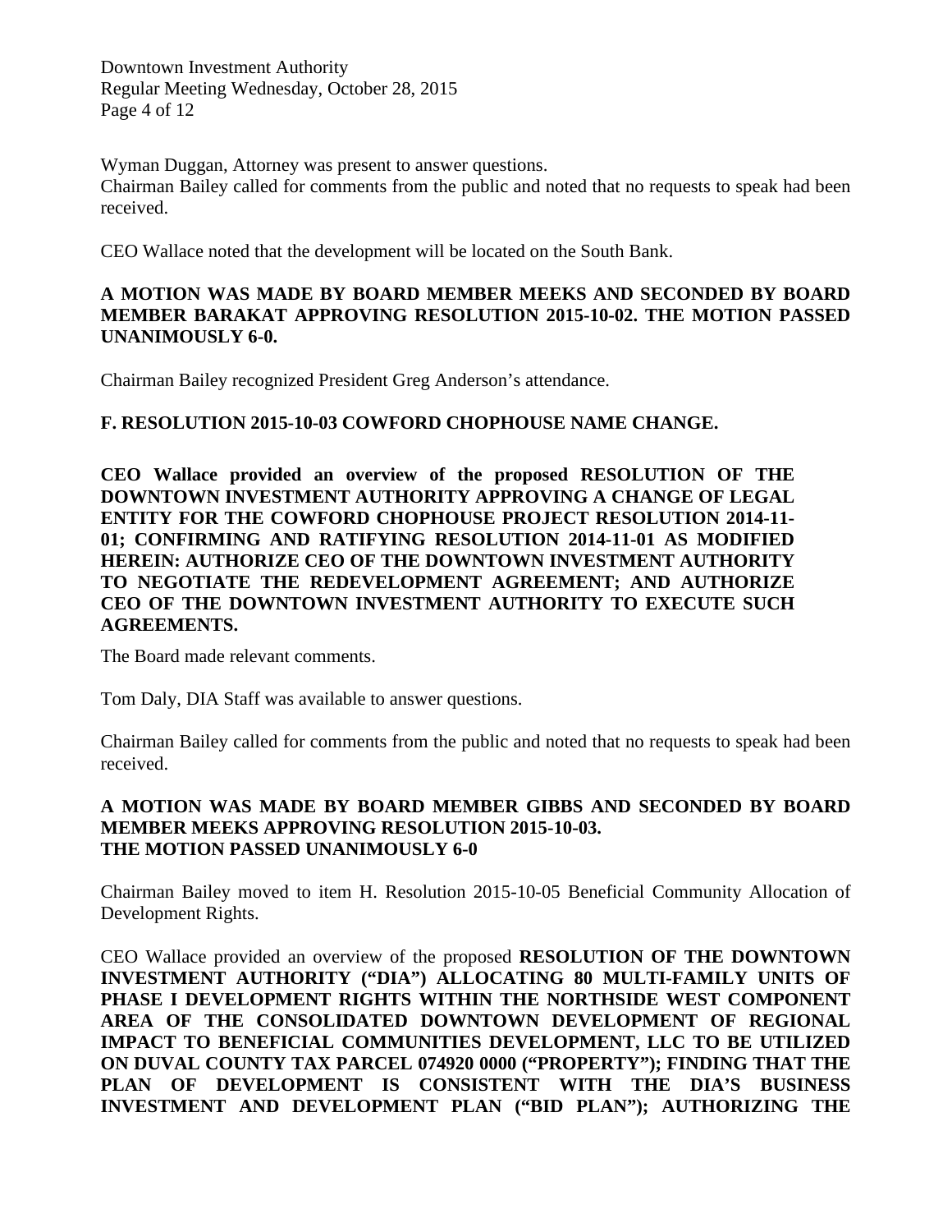Wyman Duggan, Attorney was present to answer questions.
Chairman Bailey called for comments from the public and noted that no requests to speak had been received.

CEO Wallace noted that the development will be located on the South Bank.

**A MOTION WAS MADE BY BOARD MEMBER MEEKS AND SECONDED BY BOARD MEMBER BARAKAT APPROVING RESOLUTION 2015-10-02. THE MOTION PASSED UNANIMOUSLY 6-0.**

Chairman Bailey recognized President Greg Anderson's attendance.

**F. RESOLUTION 2015-10-03 COWFORD CHOPHOUSE NAME CHANGE.**

**CEO Wallace provided an overview of the proposed RESOLUTION OF THE DOWNTOWN INVESTMENT AUTHORITY APPROVING A CHANGE OF LEGAL ENTITY FOR THE COWFORD CHOPHOUSE PROJECT RESOLUTION 2014-11-01; CONFIRMING AND RATIFYING RESOLUTION 2014-11-01 AS MODIFIED HEREIN: AUTHORIZE CEO OF THE DOWNTOWN INVESTMENT AUTHORITY TO NEGOTIATE THE REDEVELOPMENT AGREEMENT; AND AUTHORIZE CEO OF THE DOWNTOWN INVESTMENT AUTHORITY TO EXECUTE SUCH AGREEMENTS.**

The Board made relevant comments.

Tom Daly, DIA Staff was available to answer questions.

Chairman Bailey called for comments from the public and noted that no requests to speak had been received.

**A MOTION WAS MADE BY BOARD MEMBER GIBBS AND SECONDED BY BOARD MEMBER MEEKS APPROVING RESOLUTION 2015-10-03.**
**THE MOTION PASSED UNANIMOUSLY 6-0**

Chairman Bailey moved to item H. Resolution 2015-10-05 Beneficial Community Allocation of Development Rights.

CEO Wallace provided an overview of the proposed **RESOLUTION OF THE DOWNTOWN INVESTMENT AUTHORITY ("DIA") ALLOCATING 80 MULTI-FAMILY UNITS OF PHASE I DEVELOPMENT RIGHTS WITHIN THE NORTHSIDE WEST COMPONENT AREA OF THE CONSOLIDATED DOWNTOWN DEVELOPMENT OF REGIONAL IMPACT TO BENEFICIAL COMMUNITIES DEVELOPMENT, LLC TO BE UTILIZED ON DUVAL COUNTY TAX PARCEL 074920 0000 ("PROPERTY"); FINDING THAT THE PLAN OF DEVELOPMENT IS CONSISTENT WITH THE DIA'S BUSINESS INVESTMENT AND DEVELOPMENT PLAN ("BID PLAN"); AUTHORIZING THE**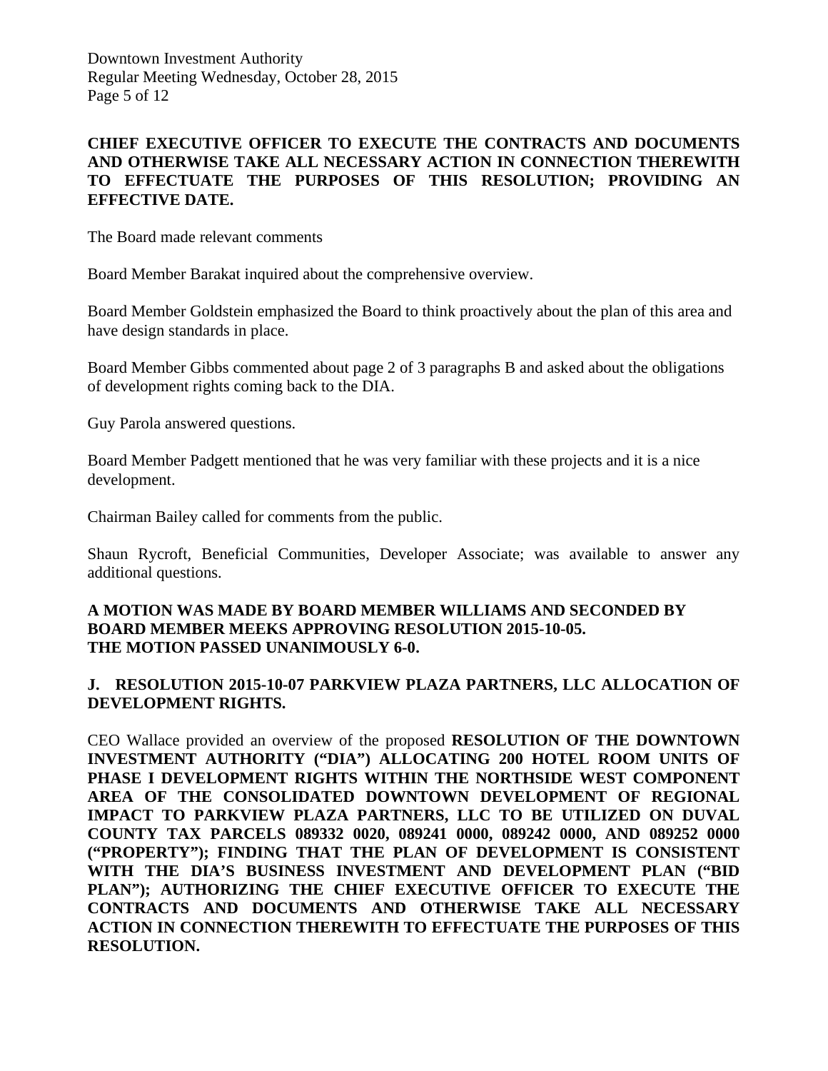**CHIEF EXECUTIVE OFFICER TO EXECUTE THE CONTRACTS AND DOCUMENTS AND OTHERWISE TAKE ALL NECESSARY ACTION IN CONNECTION THEREWITH TO EFFECTUATE THE PURPOSES OF THIS RESOLUTION; PROVIDING AN EFFECTIVE DATE.**

The Board made relevant comments

Board Member Barakat inquired about the comprehensive overview.

Board Member Goldstein emphasized the Board to think proactively about the plan of this area and have design standards in place.

Board Member Gibbs commented about page 2 of 3 paragraphs B and asked about the obligations of development rights coming back to the DIA.

Guy Parola answered questions.

Board Member Padgett mentioned that he was very familiar with these projects and it is a nice development.

Chairman Bailey called for comments from the public.

Shaun Rycroft, Beneficial Communities, Developer Associate; was available to answer any additional questions.

**A MOTION WAS MADE BY BOARD MEMBER WILLIAMS AND SECONDED BY BOARD MEMBER MEEKS APPROVING RESOLUTION 2015-10-05.**
**THE MOTION PASSED UNANIMOUSLY 6-0.**

### J. RESOLUTION 2015-10-07 PARKVIEW PLAZA PARTNERS, LLC ALLOCATION OF DEVELOPMENT RIGHTS.

CEO Wallace provided an overview of the proposed **RESOLUTION OF THE DOWNTOWN INVESTMENT AUTHORITY ("DIA") ALLOCATING 200 HOTEL ROOM UNITS OF PHASE I DEVELOPMENT RIGHTS WITHIN THE NORTHSIDE WEST COMPONENT AREA OF THE CONSOLIDATED DOWNTOWN DEVELOPMENT OF REGIONAL IMPACT TO PARKVIEW PLAZA PARTNERS, LLC TO BE UTILIZED ON DUVAL COUNTY TAX PARCELS 089332 0020, 089241 0000, 089242 0000, AND 089252 0000 ("PROPERTY"); FINDING THAT THE PLAN OF DEVELOPMENT IS CONSISTENT WITH THE DIA'S BUSINESS INVESTMENT AND DEVELOPMENT PLAN ("BID PLAN"); AUTHORIZING THE CHIEF EXECUTIVE OFFICER TO EXECUTE THE CONTRACTS AND DOCUMENTS AND OTHERWISE TAKE ALL NECESSARY ACTION IN CONNECTION THEREWITH TO EFFECTUATE THE PURPOSES OF THIS RESOLUTION.**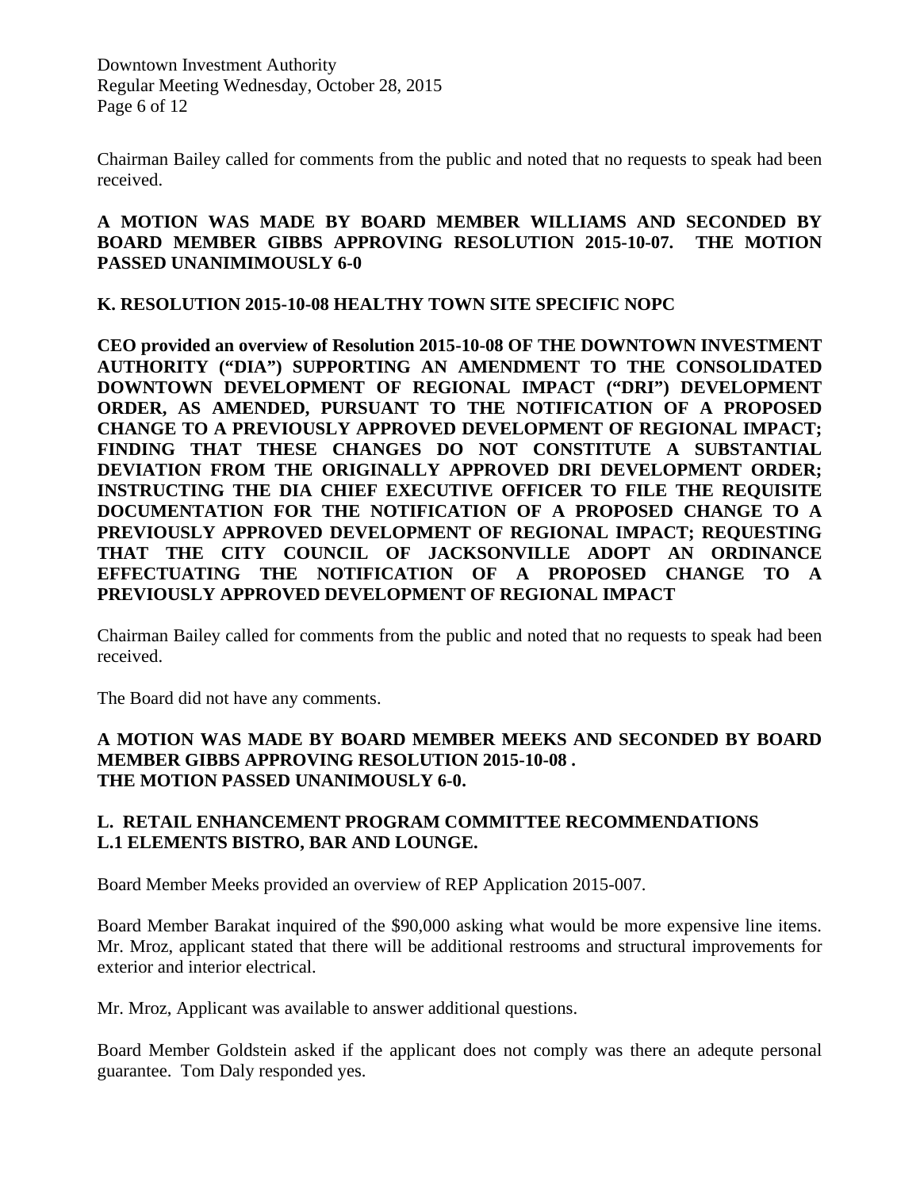Chairman Bailey called for comments from the public and noted that no requests to speak had been received.

**A MOTION WAS MADE BY BOARD MEMBER WILLIAMS AND SECONDED BY BOARD MEMBER GIBBS APPROVING RESOLUTION 2015-10-07. THE MOTION PASSED UNANIMIMOUSLY 6-0**

## K. RESOLUTION 2015-10-08 HEALTHY TOWN SITE SPECIFIC NOPC

**CEO provided an overview of Resolution 2015-10-08 OF THE DOWNTOWN INVESTMENT AUTHORITY ("DIA") SUPPORTING AN AMENDMENT TO THE CONSOLIDATED DOWNTOWN DEVELOPMENT OF REGIONAL IMPACT ("DRI") DEVELOPMENT ORDER, AS AMENDED, PURSUANT TO THE NOTIFICATION OF A PROPOSED CHANGE TO A PREVIOUSLY APPROVED DEVELOPMENT OF REGIONAL IMPACT; FINDING THAT THESE CHANGES DO NOT CONSTITUTE A SUBSTANTIAL DEVIATION FROM THE ORIGINALLY APPROVED DRI DEVELOPMENT ORDER; INSTRUCTING THE DIA CHIEF EXECUTIVE OFFICER TO FILE THE REQUISITE DOCUMENTATION FOR THE NOTIFICATION OF A PROPOSED CHANGE TO A PREVIOUSLY APPROVED DEVELOPMENT OF REGIONAL IMPACT; REQUESTING THAT THE CITY COUNCIL OF JACKSONVILLE ADOPT AN ORDINANCE EFFECTUATING THE NOTIFICATION OF A PROPOSED CHANGE TO A PREVIOUSLY APPROVED DEVELOPMENT OF REGIONAL IMPACT**

Chairman Bailey called for comments from the public and noted that no requests to speak had been received.

The Board did not have any comments.

**A MOTION WAS MADE BY BOARD MEMBER MEEKS AND SECONDED BY BOARD MEMBER GIBBS APPROVING RESOLUTION 2015-10-08 .**
**THE MOTION PASSED UNANIMOUSLY 6-0.**

## L. RETAIL ENHANCEMENT PROGRAM COMMITTEE RECOMMENDATIONS

### L.1 ELEMENTS BISTRO, BAR AND LOUNGE.

Board Member Meeks provided an overview of REP Application 2015-007.

Board Member Barakat inquired of the $90,000 asking what would be more expensive line items. Mr. Mroz, applicant stated that there will be additional restrooms and structural improvements for exterior and interior electrical.

Mr. Mroz, Applicant was available to answer additional questions.

Board Member Goldstein asked if the applicant does not comply was there an adequte personal guarantee. Tom Daly responded yes.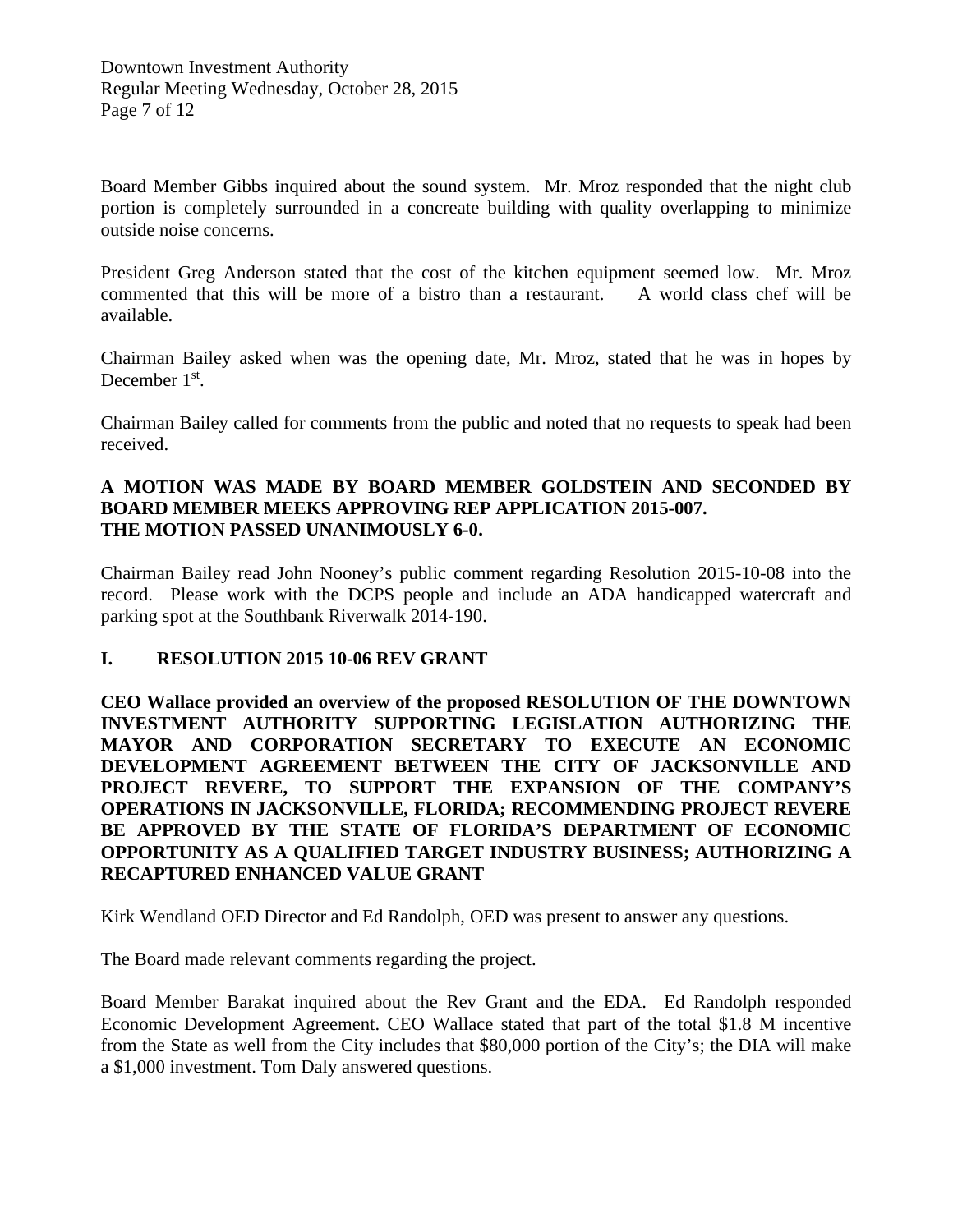Board Member Gibbs inquired about the sound system. Mr. Mroz responded that the night club portion is completely surrounded in a concreate building with quality overlapping to minimize outside noise concerns.

President Greg Anderson stated that the cost of the kitchen equipment seemed low. Mr. Mroz commented that this will be more of a bistro than a restaurant. A world class chef will be available.

Chairman Bailey asked when was the opening date, Mr. Mroz, stated that he was in hopes by December 1st.

Chairman Bailey called for comments from the public and noted that no requests to speak had been received.

**A MOTION WAS MADE BY BOARD MEMBER GOLDSTEIN AND SECONDED BY BOARD MEMBER MEEKS APPROVING REP APPLICATION 2015-007.**
**THE MOTION PASSED UNANIMOUSLY 6-0.**

Chairman Bailey read John Nooney's public comment regarding Resolution 2015-10-08 into the record. Please work with the DCPS people and include an ADA handicapped watercraft and parking spot at the Southbank Riverwalk 2014-190.

## I. RESOLUTION 2015 10-06 REV GRANT

**CEO Wallace provided an overview of the proposed RESOLUTION OF THE DOWNTOWN INVESTMENT AUTHORITY SUPPORTING LEGISLATION AUTHORIZING THE MAYOR AND CORPORATION SECRETARY TO EXECUTE AN ECONOMIC DEVELOPMENT AGREEMENT BETWEEN THE CITY OF JACKSONVILLE AND PROJECT REVERE, TO SUPPORT THE EXPANSION OF THE COMPANY'S OPERATIONS IN JACKSONVILLE, FLORIDA; RECOMMENDING PROJECT REVERE BE APPROVED BY THE STATE OF FLORIDA'S DEPARTMENT OF ECONOMIC OPPORTUNITY AS A QUALIFIED TARGET INDUSTRY BUSINESS; AUTHORIZING A RECAPTURED ENHANCED VALUE GRANT**

Kirk Wendland OED Director and Ed Randolph, OED was present to answer any questions.

The Board made relevant comments regarding the project.

Board Member Barakat inquired about the Rev Grant and the EDA. Ed Randolph responded Economic Development Agreement. CEO Wallace stated that part of the total $1.8 M incentive from the State as well from the City includes that $80,000 portion of the City's; the DIA will make a $1,000 investment. Tom Daly answered questions.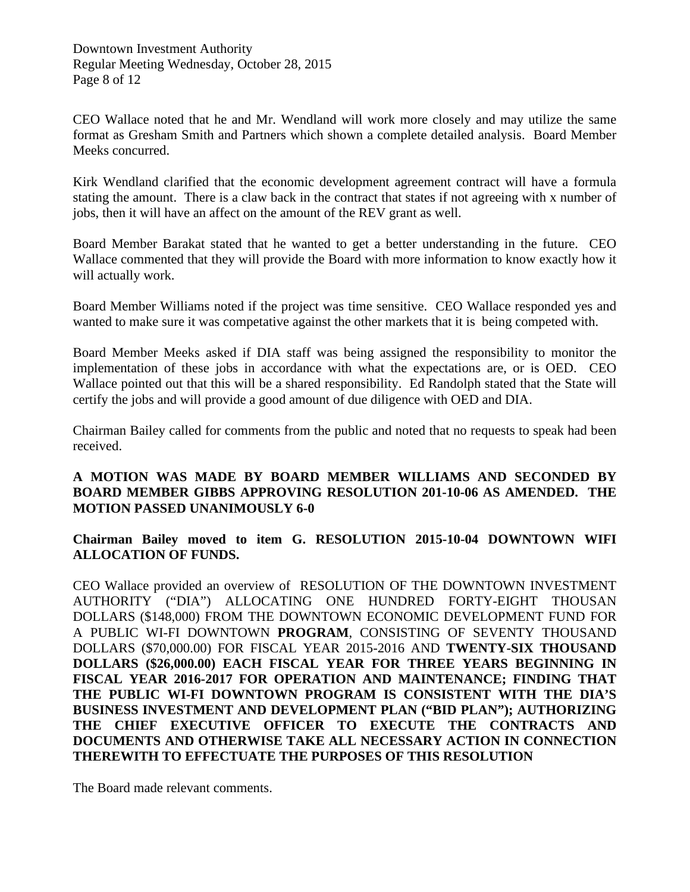CEO Wallace noted that he and Mr. Wendland will work more closely and may utilize the same format as Gresham Smith and Partners which shown a complete detailed analysis. Board Member Meeks concurred.

Kirk Wendland clarified that the economic development agreement contract will have a formula stating the amount. There is a claw back in the contract that states if not agreeing with x number of jobs, then it will have an affect on the amount of the REV grant as well.

Board Member Barakat stated that he wanted to get a better understanding in the future. CEO Wallace commented that they will provide the Board with more information to know exactly how it will actually work.

Board Member Williams noted if the project was time sensitive. CEO Wallace responded yes and wanted to make sure it was competative against the other markets that it is being competed with.

Board Member Meeks asked if DIA staff was being assigned the responsibility to monitor the implementation of these jobs in accordance with what the expectations are, or is OED. CEO Wallace pointed out that this will be a shared responsibility. Ed Randolph stated that the State will certify the jobs and will provide a good amount of due diligence with OED and DIA.

Chairman Bailey called for comments from the public and noted that no requests to speak had been received.

**A MOTION WAS MADE BY BOARD MEMBER WILLIAMS AND SECONDED BY BOARD MEMBER GIBBS APPROVING RESOLUTION 201-10-06 AS AMENDED. THE MOTION PASSED UNANIMOUSLY 6-0**

**Chairman Bailey moved to item G. RESOLUTION 2015-10-04 DOWNTOWN WIFI ALLOCATION OF FUNDS.**

CEO Wallace provided an overview of RESOLUTION OF THE DOWNTOWN INVESTMENT AUTHORITY ("DIA") ALLOCATING ONE HUNDRED FORTY-EIGHT THOUSAN DOLLARS ($148,000) FROM THE DOWNTOWN ECONOMIC DEVELOPMENT FUND FOR A PUBLIC WI-FI DOWNTOWN **PROGRAM**, CONSISTING OF SEVENTY THOUSAND DOLLARS ($70,000.00) FOR FISCAL YEAR 2015-2016 AND **TWENTY-SIX THOUSAND DOLLARS ($26,000.00) EACH FISCAL YEAR FOR THREE YEARS BEGINNING IN FISCAL YEAR 2016-2017 FOR OPERATION AND MAINTENANCE; FINDING THAT THE PUBLIC WI-FI DOWNTOWN PROGRAM IS CONSISTENT WITH THE DIA'S BUSINESS INVESTMENT AND DEVELOPMENT PLAN ("BID PLAN"); AUTHORIZING THE CHIEF EXECUTIVE OFFICER TO EXECUTE THE CONTRACTS AND DOCUMENTS AND OTHERWISE TAKE ALL NECESSARY ACTION IN CONNECTION THEREWITH TO EFFECTUATE THE PURPOSES OF THIS RESOLUTION**

The Board made relevant comments.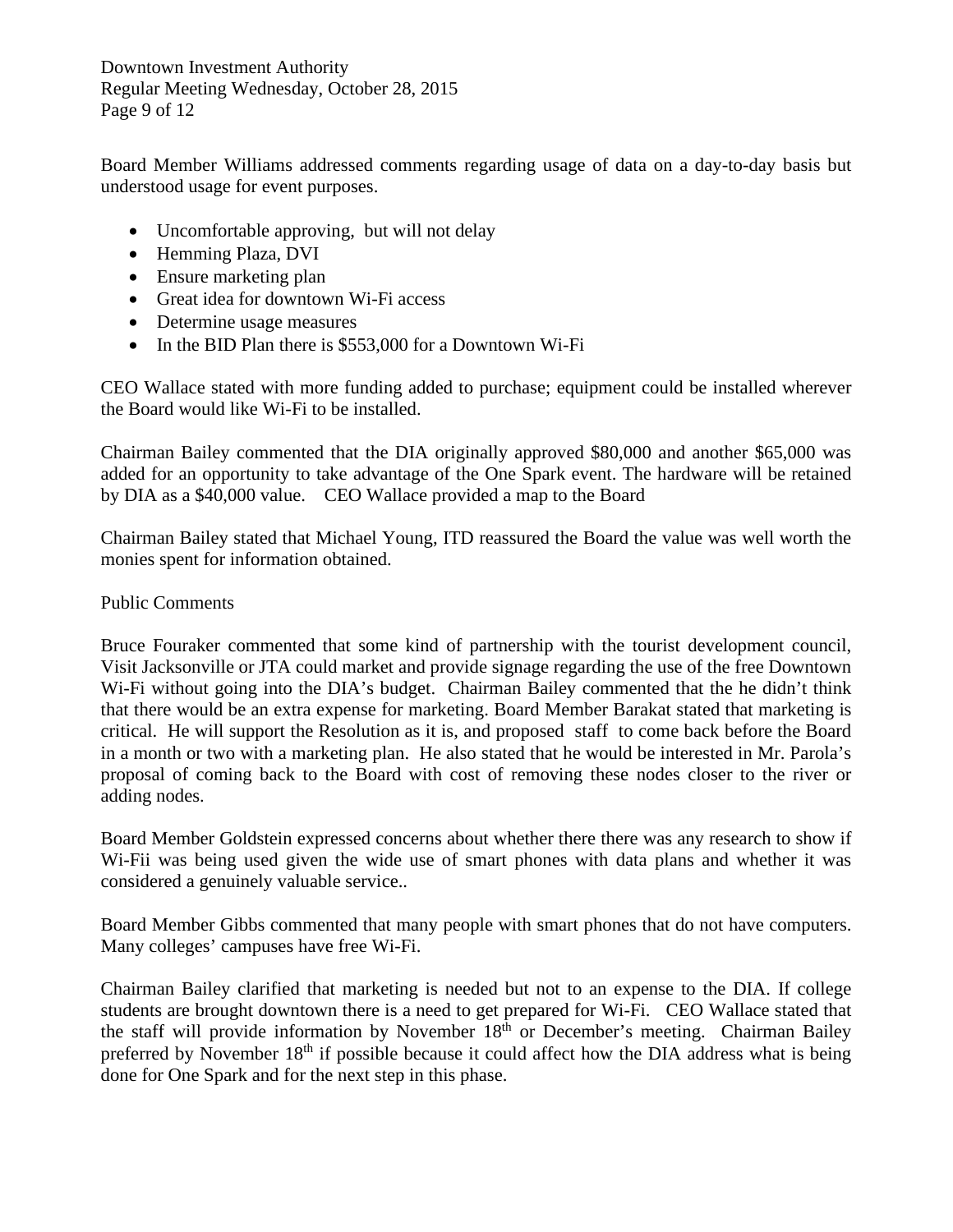Board Member Williams addressed comments regarding usage of data on a day-to-day basis but understood usage for event purposes.

- Uncomfortable approving, but will not delay
- Hemming Plaza, DVI
- Ensure marketing plan
- Great idea for downtown Wi-Fi access
- Determine usage measures
- In the BID Plan there is $553,000 for a Downtown Wi-Fi

CEO Wallace stated with more funding added to purchase; equipment could be installed wherever the Board would like Wi-Fi to be installed.

Chairman Bailey commented that the DIA originally approved $80,000 and another $65,000 was added for an opportunity to take advantage of the One Spark event. The hardware will be retained by DIA as a $40,000 value. CEO Wallace provided a map to the Board

Chairman Bailey stated that Michael Young, ITD reassured the Board the value was well worth the monies spent for information obtained.

Public Comments

Bruce Fouraker commented that some kind of partnership with the tourist development council, Visit Jacksonville or JTA could market and provide signage regarding the use of the free Downtown Wi-Fi without going into the DIA's budget. Chairman Bailey commented that the he didn't think that there would be an extra expense for marketing. Board Member Barakat stated that marketing is critical. He will support the Resolution as it is, and proposed staff to come back before the Board in a month or two with a marketing plan. He also stated that he would be interested in Mr. Parola's proposal of coming back to the Board with cost of removing these nodes closer to the river or adding nodes.

Board Member Goldstein expressed concerns about whether there there was any research to show if Wi-Fii was being used given the wide use of smart phones with data plans and whether it was considered a genuinely valuable service..

Board Member Gibbs commented that many people with smart phones that do not have computers. Many colleges' campuses have free Wi-Fi.

Chairman Bailey clarified that marketing is needed but not to an expense to the DIA. If college students are brought downtown there is a need to get prepared for Wi-Fi. CEO Wallace stated that the staff will provide information by November 18th or December's meeting. Chairman Bailey preferred by November 18th if possible because it could affect how the DIA address what is being done for One Spark and for the next step in this phase.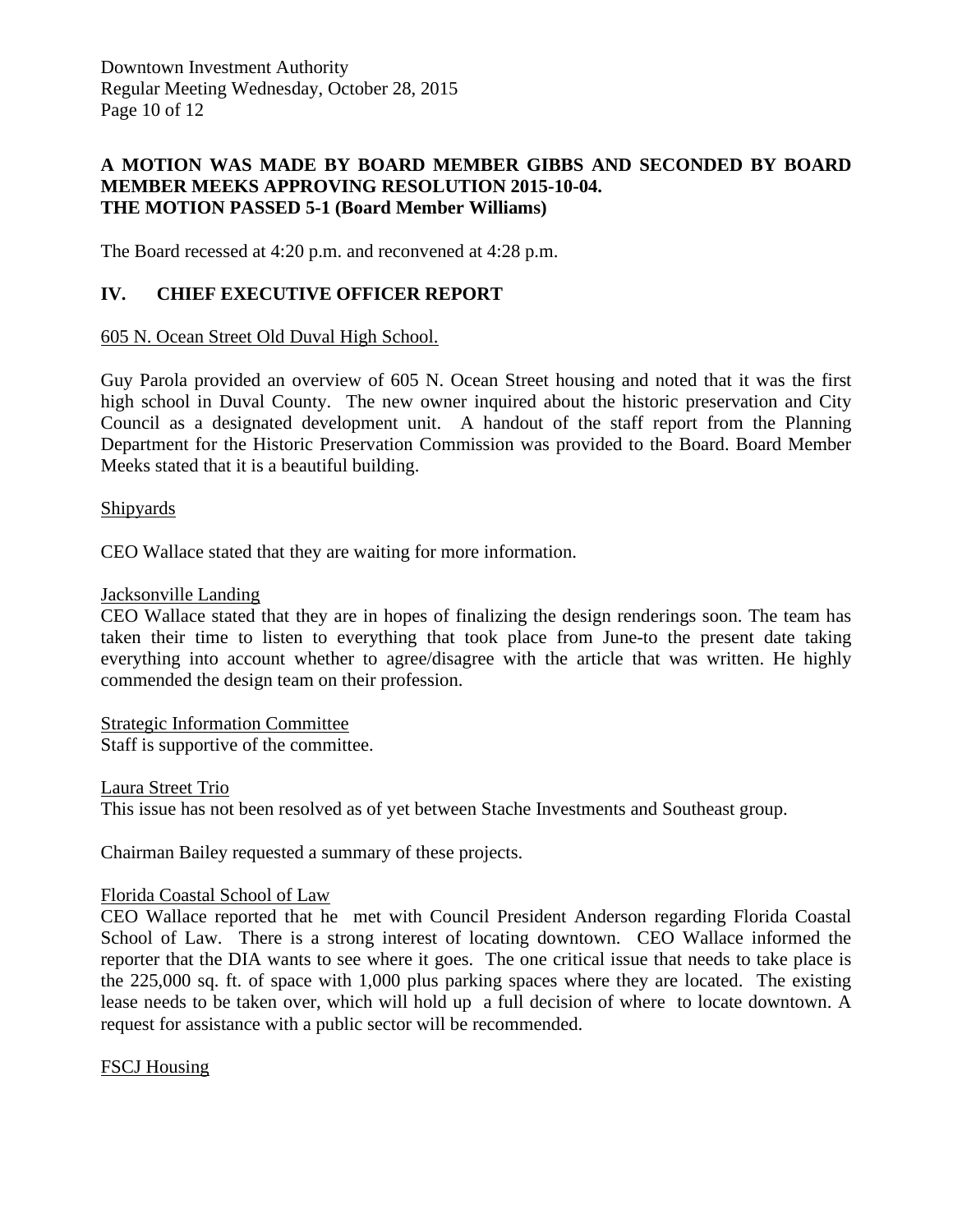**A MOTION WAS MADE BY BOARD MEMBER GIBBS AND SECONDED BY BOARD MEMBER MEEKS APPROVING RESOLUTION 2015-10-04.**
**THE MOTION PASSED 5-1 (Board Member Williams)**

The Board recessed at 4:20 p.m. and reconvened at 4:28 p.m.

## IV. CHIEF EXECUTIVE OFFICER REPORT

605 N. Ocean Street Old Duval High School.

Guy Parola provided an overview of 605 N. Ocean Street housing and noted that it was the first high school in Duval County. The new owner inquired about the historic preservation and City Council as a designated development unit. A handout of the staff report from the Planning Department for the Historic Preservation Commission was provided to the Board. Board Member Meeks stated that it is a beautiful building.

Shipyards

CEO Wallace stated that they are waiting for more information.

Jacksonville Landing
CEO Wallace stated that they are in hopes of finalizing the design renderings soon. The team has taken their time to listen to everything that took place from June-to the present date taking everything into account whether to agree/disagree with the article that was written. He highly commended the design team on their profession.

Strategic Information Committee
Staff is supportive of the committee.

Laura Street Trio
This issue has not been resolved as of yet between Stache Investments and Southeast group.

Chairman Bailey requested a summary of these projects.

Florida Coastal School of Law
CEO Wallace reported that he met with Council President Anderson regarding Florida Coastal School of Law. There is a strong interest of locating downtown. CEO Wallace informed the reporter that the DIA wants to see where it goes. The one critical issue that needs to take place is the 225,000 sq. ft. of space with 1,000 plus parking spaces where they are located. The existing lease needs to be taken over, which will hold up a full decision of where to locate downtown. A request for assistance with a public sector will be recommended.

FSCJ Housing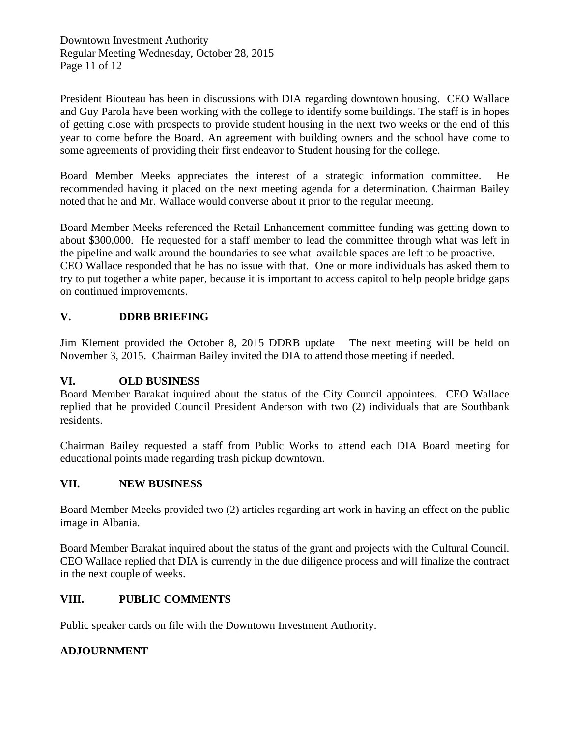President Biouteau has been in discussions with DIA regarding downtown housing. CEO Wallace and Guy Parola have been working with the college to identify some buildings. The staff is in hopes of getting close with prospects to provide student housing in the next two weeks or the end of this year to come before the Board. An agreement with building owners and the school have come to some agreements of providing their first endeavor to Student housing for the college.

Board Member Meeks appreciates the interest of a strategic information committee. He recommended having it placed on the next meeting agenda for a determination. Chairman Bailey noted that he and Mr. Wallace would converse about it prior to the regular meeting.

Board Member Meeks referenced the Retail Enhancement committee funding was getting down to about $300,000. He requested for a staff member to lead the committee through what was left in the pipeline and walk around the boundaries to see what available spaces are left to be proactive. CEO Wallace responded that he has no issue with that. One or more individuals has asked them to try to put together a white paper, because it is important to access capitol to help people bridge gaps on continued improvements.

## V. DDRB BRIEFING

Jim Klement provided the October 8, 2015 DDRB update The next meeting will be held on November 3, 2015. Chairman Bailey invited the DIA to attend those meeting if needed.

## VI. OLD BUSINESS

Board Member Barakat inquired about the status of the City Council appointees. CEO Wallace replied that he provided Council President Anderson with two (2) individuals that are Southbank residents.

Chairman Bailey requested a staff from Public Works to attend each DIA Board meeting for educational points made regarding trash pickup downtown.

## VII. NEW BUSINESS

Board Member Meeks provided two (2) articles regarding art work in having an effect on the public image in Albania.

Board Member Barakat inquired about the status of the grant and projects with the Cultural Council. CEO Wallace replied that DIA is currently in the due diligence process and will finalize the contract in the next couple of weeks.

## VIII. PUBLIC COMMENTS

Public speaker cards on file with the Downtown Investment Authority.

## ADJOURNMENT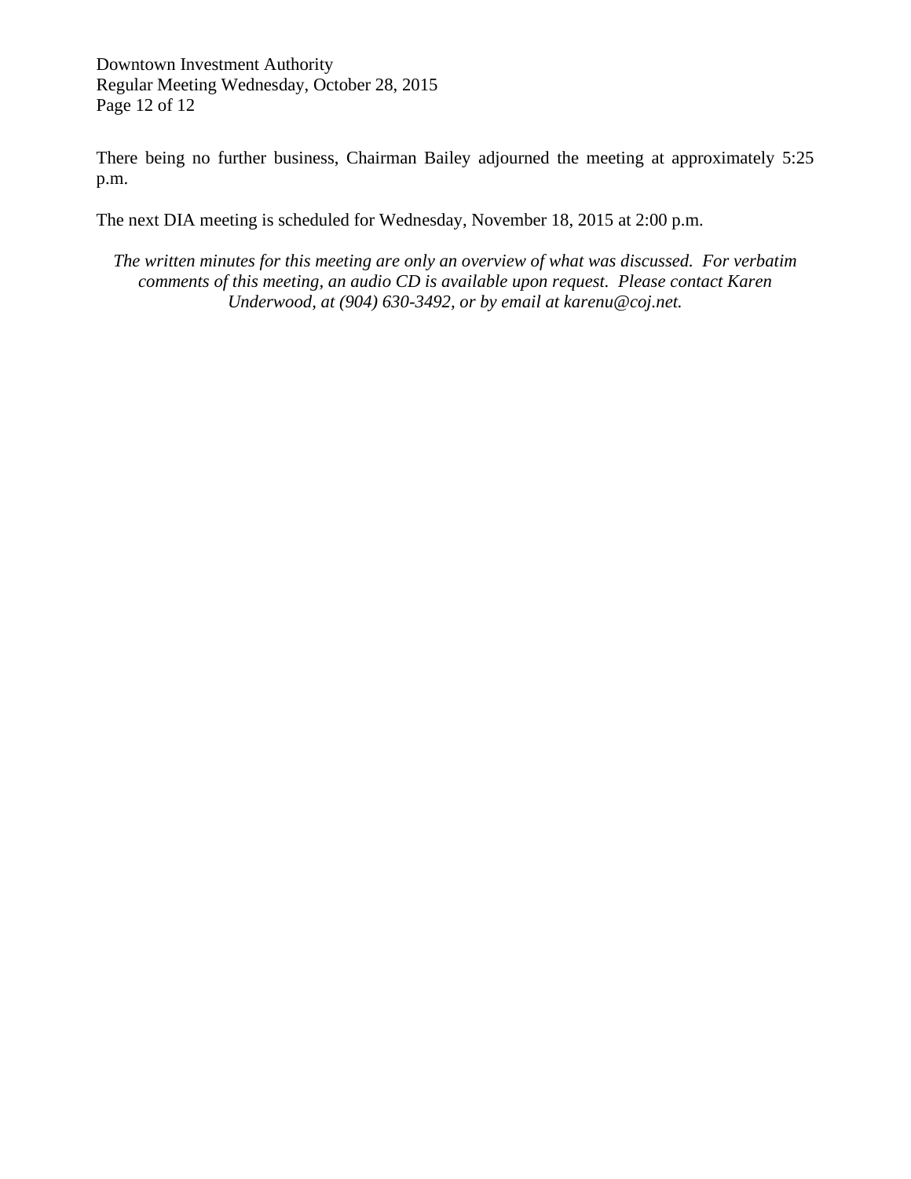There being no further business, Chairman Bailey adjourned the meeting at approximately 5:25 p.m.

The next DIA meeting is scheduled for Wednesday, November 18, 2015 at 2:00 p.m.

*The written minutes for this meeting are only an overview of what was discussed. For verbatim comments of this meeting, an audio CD is available upon request. Please contact Karen Underwood, at (904) 630-3492, or by email at karenu@coj.net.*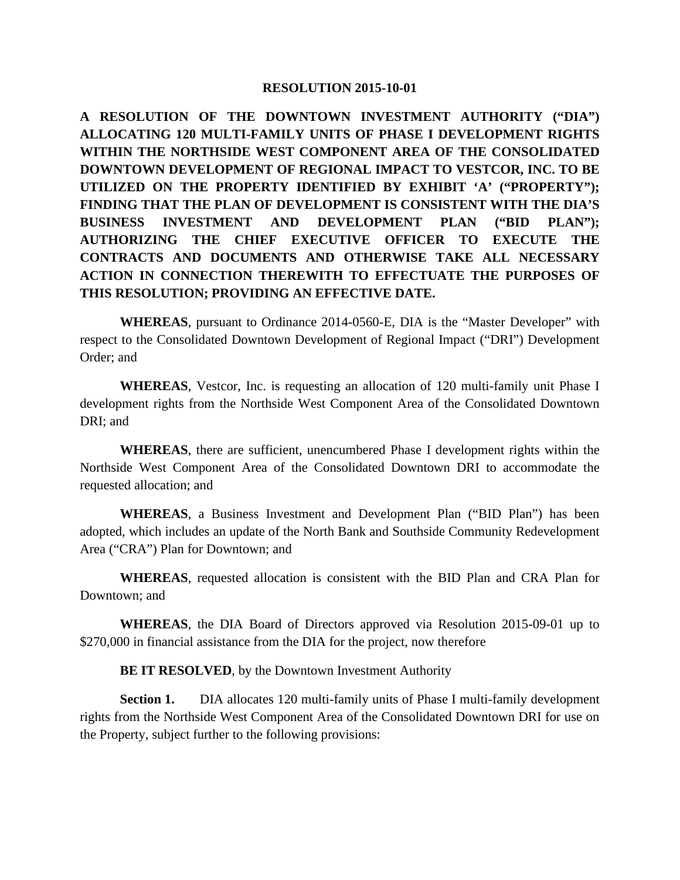**RESOLUTION 2015-10-01**

**A RESOLUTION OF THE DOWNTOWN INVESTMENT AUTHORITY ("DIA") ALLOCATING 120 MULTI-FAMILY UNITS OF PHASE I DEVELOPMENT RIGHTS WITHIN THE NORTHSIDE WEST COMPONENT AREA OF THE CONSOLIDATED DOWNTOWN DEVELOPMENT OF REGIONAL IMPACT TO VESTCOR, INC. TO BE UTILIZED ON THE PROPERTY IDENTIFIED BY EXHIBIT 'A' ("PROPERTY"); FINDING THAT THE PLAN OF DEVELOPMENT IS CONSISTENT WITH THE DIA'S BUSINESS INVESTMENT AND DEVELOPMENT PLAN ("BID PLAN"); AUTHORIZING THE CHIEF EXECUTIVE OFFICER TO EXECUTE THE CONTRACTS AND DOCUMENTS AND OTHERWISE TAKE ALL NECESSARY ACTION IN CONNECTION THEREWITH TO EFFECTUATE THE PURPOSES OF THIS RESOLUTION; PROVIDING AN EFFECTIVE DATE.**

**WHEREAS**, pursuant to Ordinance 2014-0560-E, DIA is the "Master Developer" with respect to the Consolidated Downtown Development of Regional Impact ("DRI") Development Order; and

**WHEREAS**, Vestcor, Inc. is requesting an allocation of 120 multi-family unit Phase I development rights from the Northside West Component Area of the Consolidated Downtown DRI; and

**WHEREAS**, there are sufficient, unencumbered Phase I development rights within the Northside West Component Area of the Consolidated Downtown DRI to accommodate the requested allocation; and

**WHEREAS**, a Business Investment and Development Plan ("BID Plan") has been adopted, which includes an update of the North Bank and Southside Community Redevelopment Area ("CRA") Plan for Downtown; and

**WHEREAS**, requested allocation is consistent with the BID Plan and CRA Plan for Downtown; and

**WHEREAS**, the DIA Board of Directors approved via Resolution 2015-09-01 up to $270,000 in financial assistance from the DIA for the project, now therefore

**BE IT RESOLVED**, by the Downtown Investment Authority

**Section 1.** DIA allocates 120 multi-family units of Phase I multi-family development rights from the Northside West Component Area of the Consolidated Downtown DRI for use on the Property, subject further to the following provisions: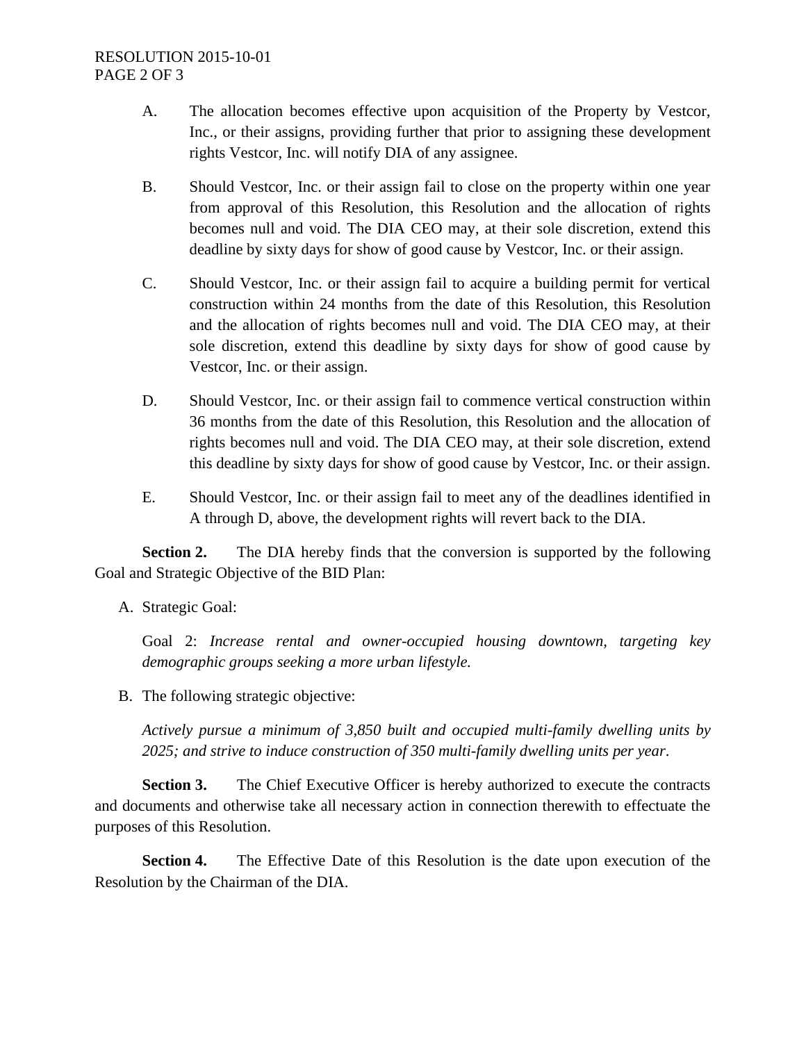A. The allocation becomes effective upon acquisition of the Property by Vestcor, Inc., or their assigns, providing further that prior to assigning these development rights Vestcor, Inc. will notify DIA of any assignee.

B. Should Vestcor, Inc. or their assign fail to close on the property within one year from approval of this Resolution, this Resolution and the allocation of rights becomes null and void. The DIA CEO may, at their sole discretion, extend this deadline by sixty days for show of good cause by Vestcor, Inc. or their assign.

C. Should Vestcor, Inc. or their assign fail to acquire a building permit for vertical construction within 24 months from the date of this Resolution, this Resolution and the allocation of rights becomes null and void. The DIA CEO may, at their sole discretion, extend this deadline by sixty days for show of good cause by Vestcor, Inc. or their assign.

D. Should Vestcor, Inc. or their assign fail to commence vertical construction within 36 months from the date of this Resolution, this Resolution and the allocation of rights becomes null and void. The DIA CEO may, at their sole discretion, extend this deadline by sixty days for show of good cause by Vestcor, Inc. or their assign.

E. Should Vestcor, Inc. or their assign fail to meet any of the deadlines identified in A through D, above, the development rights will revert back to the DIA.

**Section 2.** The DIA hereby finds that the conversion is supported by the following Goal and Strategic Objective of the BID Plan:

A. Strategic Goal:

   Goal 2: *Increase rental and owner-occupied housing downtown, targeting key demographic groups seeking a more urban lifestyle.*

B. The following strategic objective:

   *Actively pursue a minimum of 3,850 built and occupied multi-family dwelling units by 2025; and strive to induce construction of 350 multi-family dwelling units per year*.

**Section 3.** The Chief Executive Officer is hereby authorized to execute the contracts and documents and otherwise take all necessary action in connection therewith to effectuate the purposes of this Resolution.

**Section 4.** The Effective Date of this Resolution is the date upon execution of the Resolution by the Chairman of the DIA.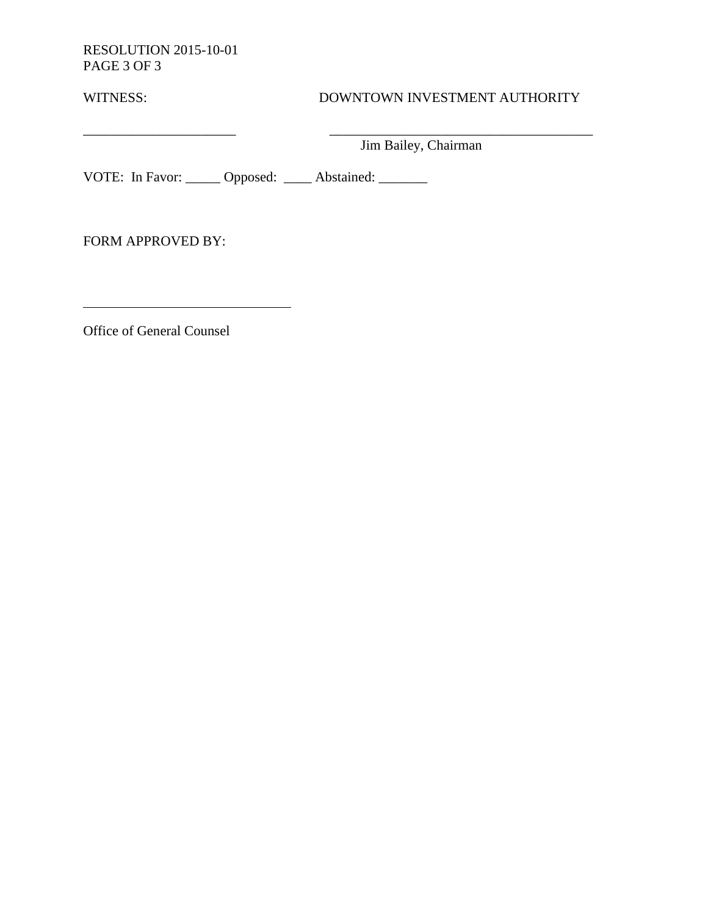RESOLUTION 2015-10-01
PAGE 3 OF 3

WITNESS: DOWNTOWN INVESTMENT AUTHORITY

______________________ ______________________________________

Jim Bailey, Chairman

VOTE: In Favor: _____ Opposed: ____ Abstained: _______

FORM APPROVED BY:

______________________________

Office of General Counsel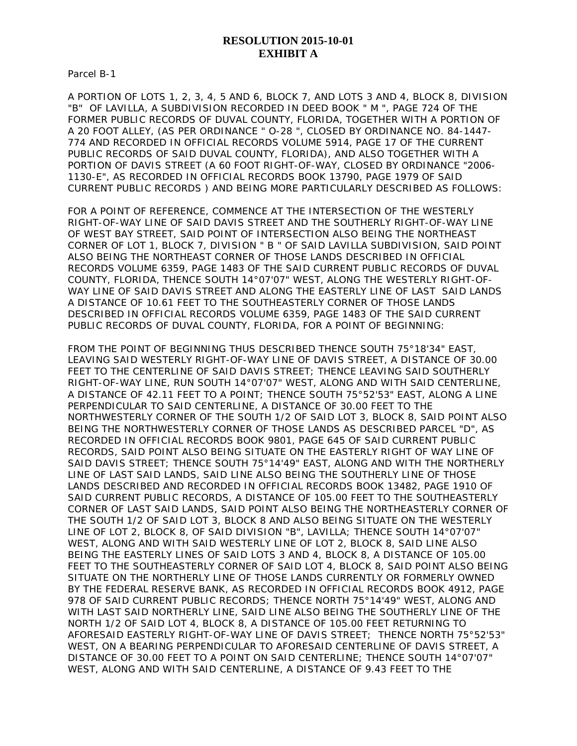**RESOLUTION 2015-10-01**
**EXHIBIT A**

Parcel B-1

A PORTION OF LOTS 1, 2, 3, 4, 5 AND 6, BLOCK 7, AND LOTS 3 AND 4, BLOCK 8, DIVISION "B" OF LAVILLA, A SUBDIVISION RECORDED IN DEED BOOK " M ", PAGE 724 OF THE FORMER PUBLIC RECORDS OF DUVAL COUNTY, FLORIDA, TOGETHER WITH A PORTION OF A 20 FOOT ALLEY, (AS PER ORDINANCE " O-28 ", CLOSED BY ORDINANCE NO. 84-1447-774 AND RECORDED IN OFFICIAL RECORDS VOLUME 5914, PAGE 17 OF THE CURRENT PUBLIC RECORDS OF SAID DUVAL COUNTY, FLORIDA), AND ALSO TOGETHER WITH A PORTION OF DAVIS STREET (A 60 FOOT RIGHT-OF-WAY, CLOSED BY ORDINANCE "2006-1130-E", AS RECORDED IN OFFICIAL RECORDS BOOK 13790, PAGE 1979 OF SAID CURRENT PUBLIC RECORDS ) AND BEING MORE PARTICULARLY DESCRIBED AS FOLLOWS:

FOR A POINT OF REFERENCE, COMMENCE AT THE INTERSECTION OF THE WESTERLY RIGHT-OF-WAY LINE OF SAID DAVIS STREET AND THE SOUTHERLY RIGHT-OF-WAY LINE OF WEST BAY STREET, SAID POINT OF INTERSECTION ALSO BEING THE NORTHEAST CORNER OF LOT 1, BLOCK 7, DIVISION " B " OF SAID LAVILLA SUBDIVISION, SAID POINT ALSO BEING THE NORTHEAST CORNER OF THOSE LANDS DESCRIBED IN OFFICIAL RECORDS VOLUME 6359, PAGE 1483 OF THE SAID CURRENT PUBLIC RECORDS OF DUVAL COUNTY, FLORIDA, THENCE SOUTH 14°07'07" WEST, ALONG THE WESTERLY RIGHT-OF-WAY LINE OF SAID DAVIS STREET AND ALONG THE EASTERLY LINE OF LAST SAID LANDS A DISTANCE OF 10.61 FEET TO THE SOUTHEASTERLY CORNER OF THOSE LANDS DESCRIBED IN OFFICIAL RECORDS VOLUME 6359, PAGE 1483 OF THE SAID CURRENT PUBLIC RECORDS OF DUVAL COUNTY, FLORIDA, FOR A POINT OF BEGINNING:

FROM THE POINT OF BEGINNING THUS DESCRIBED THENCE SOUTH 75°18'34" EAST, LEAVING SAID WESTERLY RIGHT-OF-WAY LINE OF DAVIS STREET, A DISTANCE OF 30.00 FEET TO THE CENTERLINE OF SAID DAVIS STREET; THENCE LEAVING SAID SOUTHERLY RIGHT-OF-WAY LINE, RUN SOUTH 14°07'07" WEST, ALONG AND WITH SAID CENTERLINE, A DISTANCE OF 42.11 FEET TO A POINT; THENCE SOUTH 75°52'53" EAST, ALONG A LINE PERPENDICULAR TO SAID CENTERLINE, A DISTANCE OF 30.00 FEET TO THE NORTHWESTERLY CORNER OF THE SOUTH 1/2 OF SAID LOT 3, BLOCK 8, SAID POINT ALSO BEING THE NORTHWESTERLY CORNER OF THOSE LANDS AS DESCRIBED PARCEL "D", AS RECORDED IN OFFICIAL RECORDS BOOK 9801, PAGE 645 OF SAID CURRENT PUBLIC RECORDS, SAID POINT ALSO BEING SITUATE ON THE EASTERLY RIGHT OF WAY LINE OF SAID DAVIS STREET; THENCE SOUTH 75°14'49" EAST, ALONG AND WITH THE NORTHERLY LINE OF LAST SAID LANDS, SAID LINE ALSO BEING THE SOUTHERLY LINE OF THOSE LANDS DESCRIBED AND RECORDED IN OFFICIAL RECORDS BOOK 13482, PAGE 1910 OF SAID CURRENT PUBLIC RECORDS, A DISTANCE OF 105.00 FEET TO THE SOUTHEASTERLY CORNER OF LAST SAID LANDS, SAID POINT ALSO BEING THE NORTHEASTERLY CORNER OF THE SOUTH 1/2 OF SAID LOT 3, BLOCK 8 AND ALSO BEING SITUATE ON THE WESTERLY LINE OF LOT 2, BLOCK 8, OF SAID DIVISION "B", LAVILLA; THENCE SOUTH 14°07'07" WEST, ALONG AND WITH SAID WESTERLY LINE OF LOT 2, BLOCK 8, SAID LINE ALSO BEING THE EASTERLY LINES OF SAID LOTS 3 AND 4, BLOCK 8, A DISTANCE OF 105.00 FEET TO THE SOUTHEASTERLY CORNER OF SAID LOT 4, BLOCK 8, SAID POINT ALSO BEING SITUATE ON THE NORTHERLY LINE OF THOSE LANDS CURRENTLY OR FORMERLY OWNED BY THE FEDERAL RESERVE BANK, AS RECORDED IN OFFICIAL RECORDS BOOK 4912, PAGE 978 OF SAID CURRENT PUBLIC RECORDS; THENCE NORTH 75°14'49" WEST, ALONG AND WITH LAST SAID NORTHERLY LINE, SAID LINE ALSO BEING THE SOUTHERLY LINE OF THE NORTH 1/2 OF SAID LOT 4, BLOCK 8, A DISTANCE OF 105.00 FEET RETURNING TO AFORESAID EASTERLY RIGHT-OF-WAY LINE OF DAVIS STREET; THENCE NORTH 75°52'53" WEST, ON A BEARING PERPENDICULAR TO AFORESAID CENTERLINE OF DAVIS STREET, A DISTANCE OF 30.00 FEET TO A POINT ON SAID CENTERLINE; THENCE SOUTH 14°07'07" WEST, ALONG AND WITH SAID CENTERLINE, A DISTANCE OF 9.43 FEET TO THE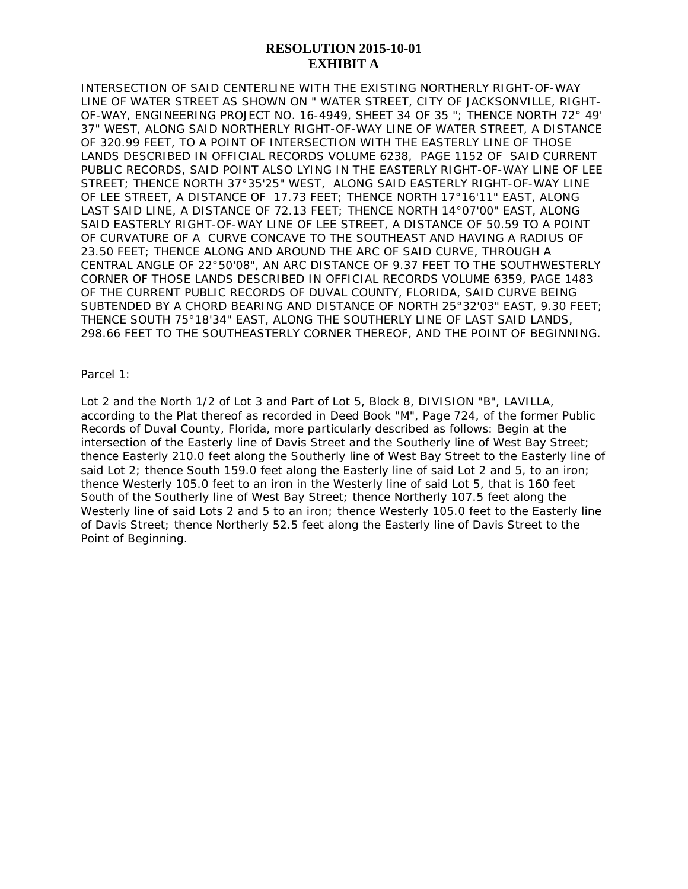# RESOLUTION 2015-10-01
# EXHIBIT A

INTERSECTION OF SAID CENTERLINE WITH THE EXISTING NORTHERLY RIGHT-OF-WAY LINE OF WATER STREET AS SHOWN ON " WATER STREET, CITY OF JACKSONVILLE, RIGHT-OF-WAY, ENGINEERING PROJECT NO. 16-4949, SHEET 34 OF 35 "; THENCE NORTH 72° 49' 37" WEST, ALONG SAID NORTHERLY RIGHT-OF-WAY LINE OF WATER STREET, A DISTANCE OF 320.99 FEET, TO A POINT OF INTERSECTION WITH THE EASTERLY LINE OF THOSE LANDS DESCRIBED IN OFFICIAL RECORDS VOLUME 6238, PAGE 1152 OF SAID CURRENT PUBLIC RECORDS, SAID POINT ALSO LYING IN THE EASTERLY RIGHT-OF-WAY LINE OF LEE STREET; THENCE NORTH 37°35'25" WEST, ALONG SAID EASTERLY RIGHT-OF-WAY LINE OF LEE STREET, A DISTANCE OF 17.73 FEET; THENCE NORTH 17°16'11" EAST, ALONG LAST SAID LINE, A DISTANCE OF 72.13 FEET; THENCE NORTH 14°07'00" EAST, ALONG SAID EASTERLY RIGHT-OF-WAY LINE OF LEE STREET, A DISTANCE OF 50.59 TO A POINT OF CURVATURE OF A CURVE CONCAVE TO THE SOUTHEAST AND HAVING A RADIUS OF 23.50 FEET; THENCE ALONG AND AROUND THE ARC OF SAID CURVE, THROUGH A CENTRAL ANGLE OF 22°50'08", AN ARC DISTANCE OF 9.37 FEET TO THE SOUTHWESTERLY CORNER OF THOSE LANDS DESCRIBED IN OFFICIAL RECORDS VOLUME 6359, PAGE 1483 OF THE CURRENT PUBLIC RECORDS OF DUVAL COUNTY, FLORIDA, SAID CURVE BEING SUBTENDED BY A CHORD BEARING AND DISTANCE OF NORTH 25°32'03" EAST, 9.30 FEET; THENCE SOUTH 75°18'34" EAST, ALONG THE SOUTHERLY LINE OF LAST SAID LANDS, 298.66 FEET TO THE SOUTHEASTERLY CORNER THEREOF, AND THE POINT OF BEGINNING.

Parcel 1:

Lot 2 and the North 1/2 of Lot 3 and Part of Lot 5, Block 8, DIVISION "B", LAVILLA, according to the Plat thereof as recorded in Deed Book "M", Page 724, of the former Public Records of Duval County, Florida, more particularly described as follows: Begin at the intersection of the Easterly line of Davis Street and the Southerly line of West Bay Street; thence Easterly 210.0 feet along the Southerly line of West Bay Street to the Easterly line of said Lot 2; thence South 159.0 feet along the Easterly line of said Lot 2 and 5, to an iron; thence Westerly 105.0 feet to an iron in the Westerly line of said Lot 5, that is 160 feet South of the Southerly line of West Bay Street; thence Northerly 107.5 feet along the Westerly line of said Lots 2 and 5 to an iron; thence Westerly 105.0 feet to the Easterly line of Davis Street; thence Northerly 52.5 feet along the Easterly line of Davis Street to the Point of Beginning.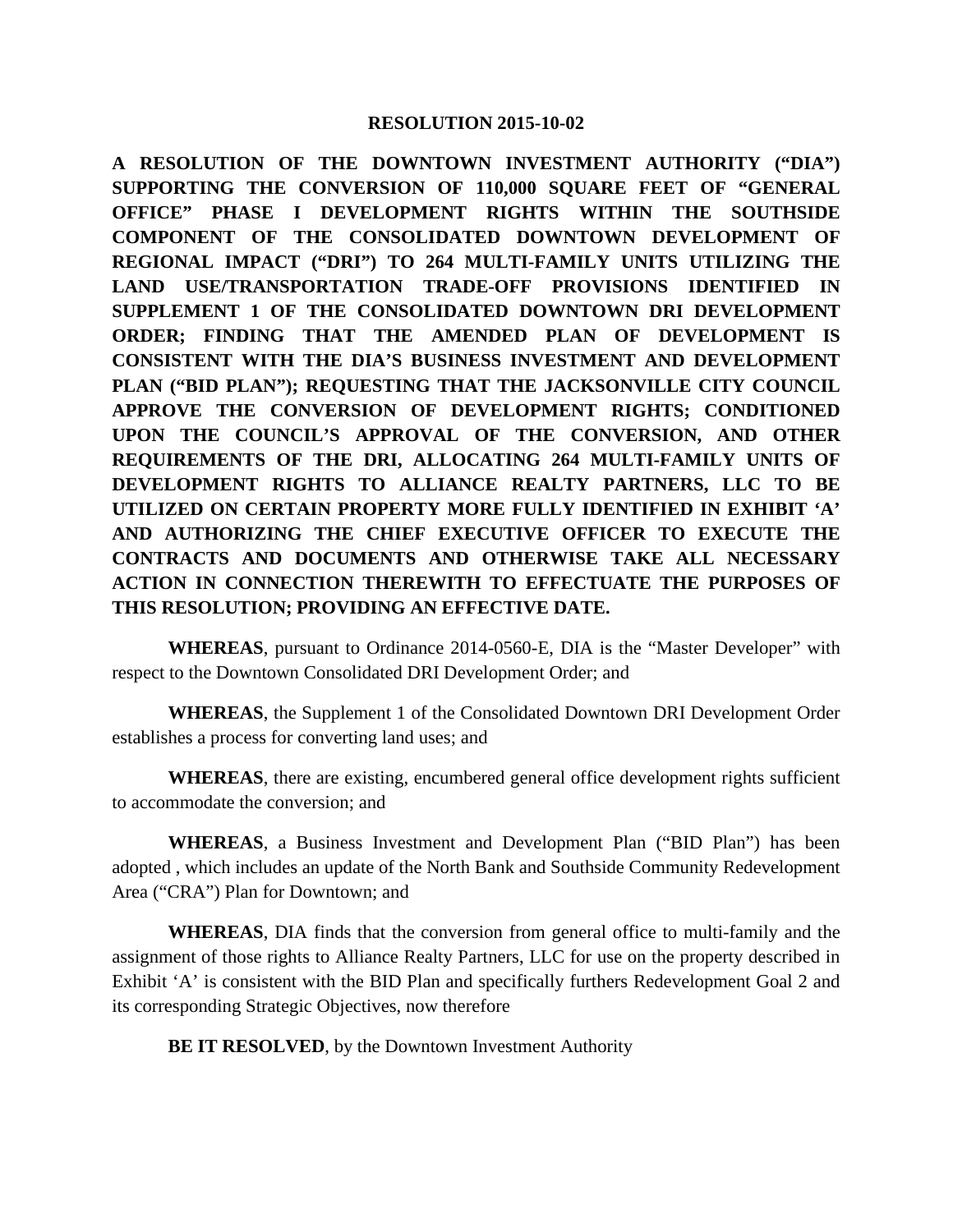**RESOLUTION 2015-10-02**

**A RESOLUTION OF THE DOWNTOWN INVESTMENT AUTHORITY ("DIA") SUPPORTING THE CONVERSION OF 110,000 SQUARE FEET OF "GENERAL OFFICE" PHASE I DEVELOPMENT RIGHTS WITHIN THE SOUTHSIDE COMPONENT OF THE CONSOLIDATED DOWNTOWN DEVELOPMENT OF REGIONAL IMPACT ("DRI") TO 264 MULTI-FAMILY UNITS UTILIZING THE LAND USE/TRANSPORTATION TRADE-OFF PROVISIONS IDENTIFIED IN SUPPLEMENT 1 OF THE CONSOLIDATED DOWNTOWN DRI DEVELOPMENT ORDER; FINDING THAT THE AMENDED PLAN OF DEVELOPMENT IS CONSISTENT WITH THE DIA'S BUSINESS INVESTMENT AND DEVELOPMENT PLAN ("BID PLAN"); REQUESTING THAT THE JACKSONVILLE CITY COUNCIL APPROVE THE CONVERSION OF DEVELOPMENT RIGHTS; CONDITIONED UPON THE COUNCIL'S APPROVAL OF THE CONVERSION, AND OTHER REQUIREMENTS OF THE DRI, ALLOCATING 264 MULTI-FAMILY UNITS OF DEVELOPMENT RIGHTS TO ALLIANCE REALTY PARTNERS, LLC TO BE UTILIZED ON CERTAIN PROPERTY MORE FULLY IDENTIFIED IN EXHIBIT 'A' AND AUTHORIZING THE CHIEF EXECUTIVE OFFICER TO EXECUTE THE CONTRACTS AND DOCUMENTS AND OTHERWISE TAKE ALL NECESSARY ACTION IN CONNECTION THEREWITH TO EFFECTUATE THE PURPOSES OF THIS RESOLUTION; PROVIDING AN EFFECTIVE DATE.**

**WHEREAS**, pursuant to Ordinance 2014-0560-E, DIA is the "Master Developer" with respect to the Downtown Consolidated DRI Development Order; and

**WHEREAS**, the Supplement 1 of the Consolidated Downtown DRI Development Order establishes a process for converting land uses; and

**WHEREAS**, there are existing, encumbered general office development rights sufficient to accommodate the conversion; and

**WHEREAS**, a Business Investment and Development Plan ("BID Plan") has been adopted , which includes an update of the North Bank and Southside Community Redevelopment Area ("CRA") Plan for Downtown; and

**WHEREAS**, DIA finds that the conversion from general office to multi-family and the assignment of those rights to Alliance Realty Partners, LLC for use on the property described in Exhibit 'A' is consistent with the BID Plan and specifically furthers Redevelopment Goal 2 and its corresponding Strategic Objectives, now therefore

**BE IT RESOLVED**, by the Downtown Investment Authority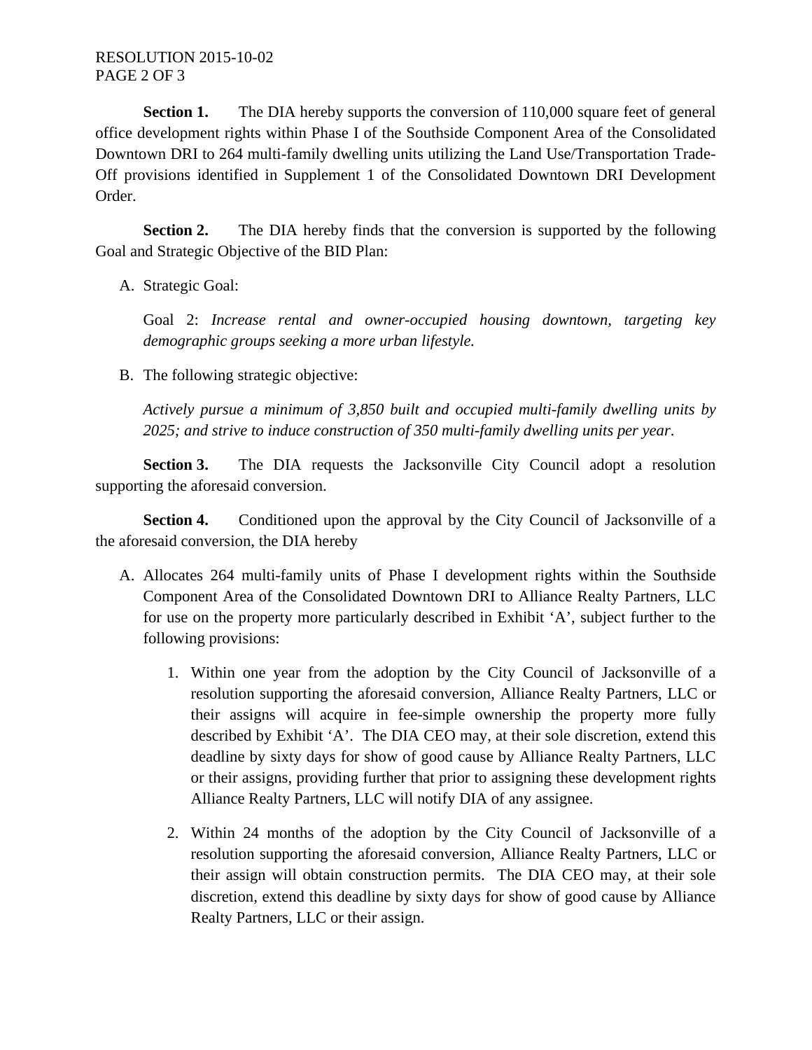**Section 1.** The DIA hereby supports the conversion of 110,000 square feet of general office development rights within Phase I of the Southside Component Area of the Consolidated Downtown DRI to 264 multi-family dwelling units utilizing the Land Use/Transportation Trade-Off provisions identified in Supplement 1 of the Consolidated Downtown DRI Development Order.

**Section 2.** The DIA hereby finds that the conversion is supported by the following Goal and Strategic Objective of the BID Plan:

A. Strategic Goal:

   Goal 2: *Increase rental and owner-occupied housing downtown, targeting key demographic groups seeking a more urban lifestyle.*

B. The following strategic objective:

   *Actively pursue a minimum of 3,850 built and occupied multi-family dwelling units by 2025; and strive to induce construction of 350 multi-family dwelling units per year*.

**Section 3.** The DIA requests the Jacksonville City Council adopt a resolution supporting the aforesaid conversion.

**Section 4.** Conditioned upon the approval by the City Council of Jacksonville of a the aforesaid conversion, the DIA hereby

A. Allocates 264 multi-family units of Phase I development rights within the Southside Component Area of the Consolidated Downtown DRI to Alliance Realty Partners, LLC for use on the property more particularly described in Exhibit 'A', subject further to the following provisions:

   1. Within one year from the adoption by the City Council of Jacksonville of a resolution supporting the aforesaid conversion, Alliance Realty Partners, LLC or their assigns will acquire in fee-simple ownership the property more fully described by Exhibit 'A'. The DIA CEO may, at their sole discretion, extend this deadline by sixty days for show of good cause by Alliance Realty Partners, LLC or their assigns, providing further that prior to assigning these development rights Alliance Realty Partners, LLC will notify DIA of any assignee.

   2. Within 24 months of the adoption by the City Council of Jacksonville of a resolution supporting the aforesaid conversion, Alliance Realty Partners, LLC or their assign will obtain construction permits. The DIA CEO may, at their sole discretion, extend this deadline by sixty days for show of good cause by Alliance Realty Partners, LLC or their assign.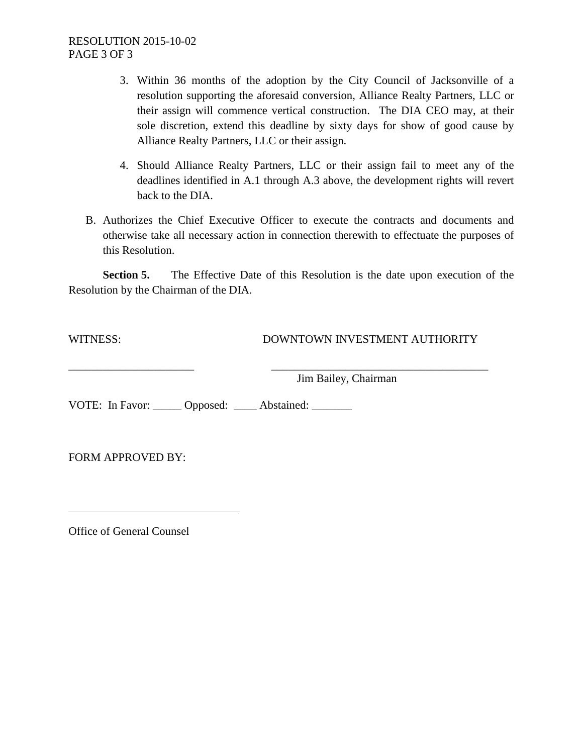3. Within 36 months of the adoption by the City Council of Jacksonville of a resolution supporting the aforesaid conversion, Alliance Realty Partners, LLC or their assign will commence vertical construction. The DIA CEO may, at their sole discretion, extend this deadline by sixty days for show of good cause by Alliance Realty Partners, LLC or their assign.

4. Should Alliance Realty Partners, LLC or their assign fail to meet any of the deadlines identified in A.1 through A.3 above, the development rights will revert back to the DIA.

B. Authorizes the Chief Executive Officer to execute the contracts and documents and otherwise take all necessary action in connection therewith to effectuate the purposes of this Resolution.

**Section 5.** The Effective Date of this Resolution is the date upon execution of the Resolution by the Chairman of the DIA.

WITNESS: DOWNTOWN INVESTMENT AUTHORITY

______________________ ________________________________________

Jim Bailey, Chairman

VOTE: In Favor: _____ Opposed: ____ Abstained: _______

FORM APPROVED BY:

______________________________

Office of General Counsel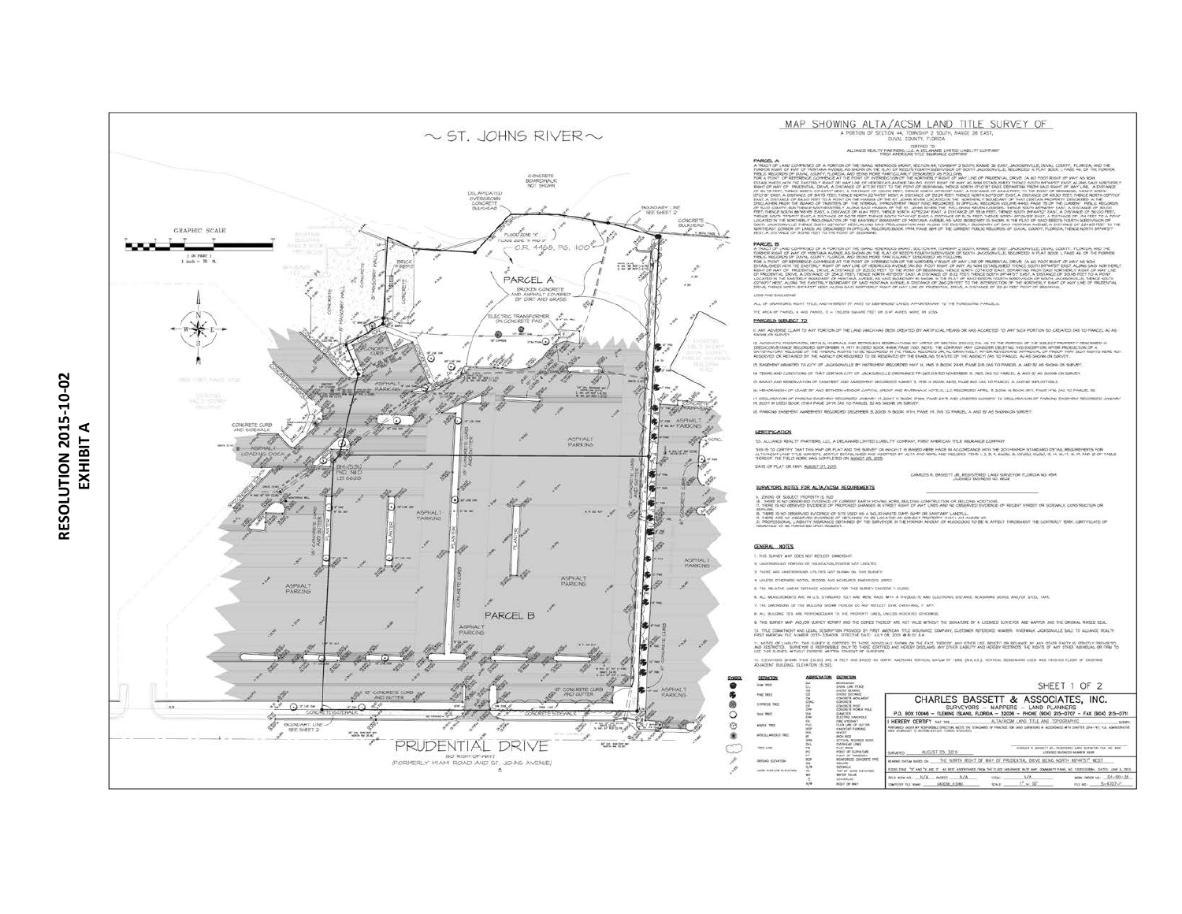**RESOLUTION 2015-10-02**
**EXHIBIT A**

~ ST. JOHNS RIVER ~

# MAP SHOWING ALTA/ACSM LAND TITLE SURVEY OF

A PORTION OF SECTION 44, TOWNSHIP 2 SOUTH, RANGE 26 EAST,
DUVAL COUNTY, FLORIDA

CERTIFIED TO:
ALLIANCE REALTY PARTNERS, LLC, A DELAWARE LIMITED LIABILITY COMPANY
FIRST AMERICAN TITLE INSURANCE COMPANY

PARCEL A

PARCEL B

O.R. 4488, PG. 1100

PRUDENTIAL DRIVE
(60' RIGHT-OF-WAY)
(FORMERLY MIAMI ROAD AND ST. JOHNS AVENUE)

GRAPHIC SCALE
( IN FEET )
1 inch = 30 ft.

## PARCELS SUBJECT TO

## CERTIFICATION

TO: ALLIANCE REALTY PARTNERS, LLC, A DELAWARE LIMITED LIABILITY COMPANY; FIRST AMERICAN TITLE INSURANCE COMPANY

DATE OF PLAT OR MAP: AUGUST 07, 2015

CHARLES R. BASSETT JR., REGISTERED LAND SURVEYOR FLORIDA NO. 4511

## SURVEYORS NOTES FOR ALTA/ACSM REQUIREMENTS

## GENERAL NOTES

SHEET 1 OF 2

CHARLES BASSETT & ASSOCIATES, INC.
SURVEYORS — MAPPERS — LAND PLANNERS
P.O. BOX 10046 — FLEMING ISLAND, FLORIDA — 32006

ALTA/ACSM LAND TITLE AND TOPOGRAPHIC

SURVEYED: AUGUST 05, 2015

BEARING DATUM BASED ON: THE NORTH RIGHT OF WAY OF PRUDENTIAL DRIVE BEING NORTH 89°44'57" WEST

SCALE: 1" = 30'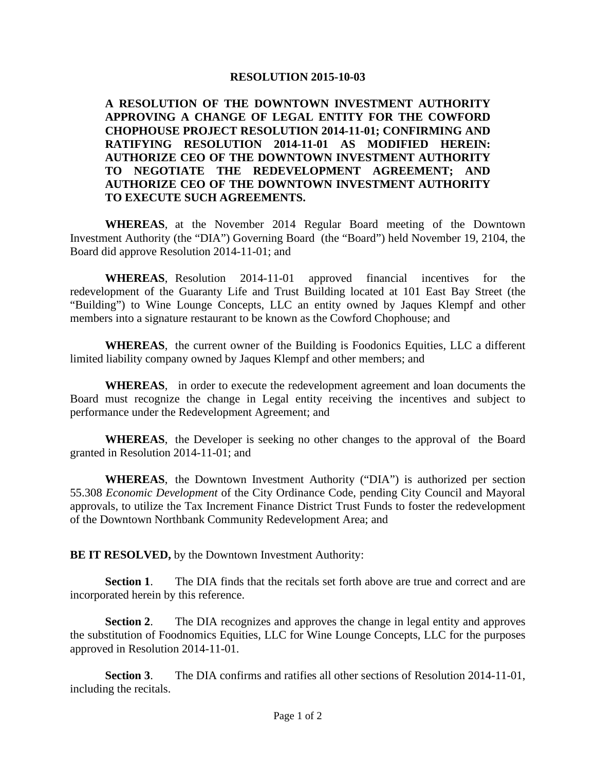**RESOLUTION 2015-10-03**

**A RESOLUTION OF THE DOWNTOWN INVESTMENT AUTHORITY APPROVING A CHANGE OF LEGAL ENTITY FOR THE COWFORD CHOPHOUSE PROJECT RESOLUTION 2014-11-01; CONFIRMING AND RATIFYING RESOLUTION 2014-11-01 AS MODIFIED HEREIN: AUTHORIZE CEO OF THE DOWNTOWN INVESTMENT AUTHORITY TO NEGOTIATE THE REDEVELOPMENT AGREEMENT; AND AUTHORIZE CEO OF THE DOWNTOWN INVESTMENT AUTHORITY TO EXECUTE SUCH AGREEMENTS.**

**WHEREAS**, at the November 2014 Regular Board meeting of the Downtown Investment Authority (the "DIA") Governing Board (the "Board") held November 19, 2104, the Board did approve Resolution 2014-11-01; and

**WHEREAS**, Resolution 2014-11-01 approved financial incentives for the redevelopment of the Guaranty Life and Trust Building located at 101 East Bay Street (the "Building") to Wine Lounge Concepts, LLC an entity owned by Jaques Klempf and other members into a signature restaurant to be known as the Cowford Chophouse; and

**WHEREAS**, the current owner of the Building is Foodonics Equities, LLC a different limited liability company owned by Jaques Klempf and other members; and

**WHEREAS**, in order to execute the redevelopment agreement and loan documents the Board must recognize the change in Legal entity receiving the incentives and subject to performance under the Redevelopment Agreement; and

**WHEREAS**, the Developer is seeking no other changes to the approval of the Board granted in Resolution 2014-11-01; and

**WHEREAS**, the Downtown Investment Authority ("DIA") is authorized per section 55.308 *Economic Development* of the City Ordinance Code, pending City Council and Mayoral approvals, to utilize the Tax Increment Finance District Trust Funds to foster the redevelopment of the Downtown Northbank Community Redevelopment Area; and

**BE IT RESOLVED,** by the Downtown Investment Authority:

**Section 1**. The DIA finds that the recitals set forth above are true and correct and are incorporated herein by this reference.

**Section 2**. The DIA recognizes and approves the change in legal entity and approves the substitution of Foodnomics Equities, LLC for Wine Lounge Concepts, LLC for the purposes approved in Resolution 2014-11-01.

**Section 3**. The DIA confirms and ratifies all other sections of Resolution 2014-11-01, including the recitals.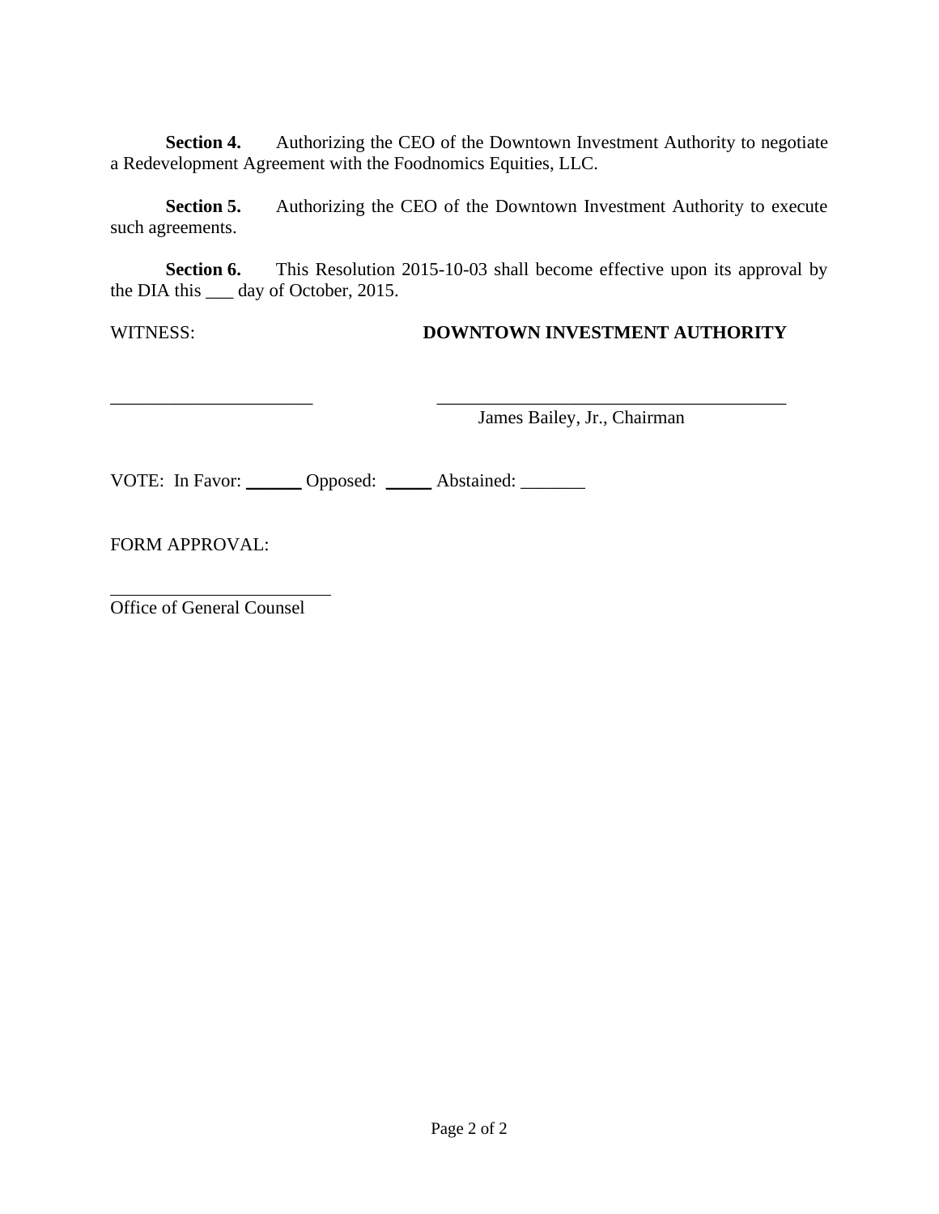**Section 4.** Authorizing the CEO of the Downtown Investment Authority to negotiate a Redevelopment Agreement with the Foodnomics Equities, LLC.

**Section 5.** Authorizing the CEO of the Downtown Investment Authority to execute such agreements.

**Section 6.** This Resolution 2015-10-03 shall become effective upon its approval by the DIA this ___ day of October, 2015.

WITNESS: **DOWNTOWN INVESTMENT AUTHORITY**

______________________ ________________________________________
James Bailey, Jr., Chairman

VOTE: In Favor: ______ Opposed: _____ Abstained: _______

FORM APPROVAL:

________________________
Office of General Counsel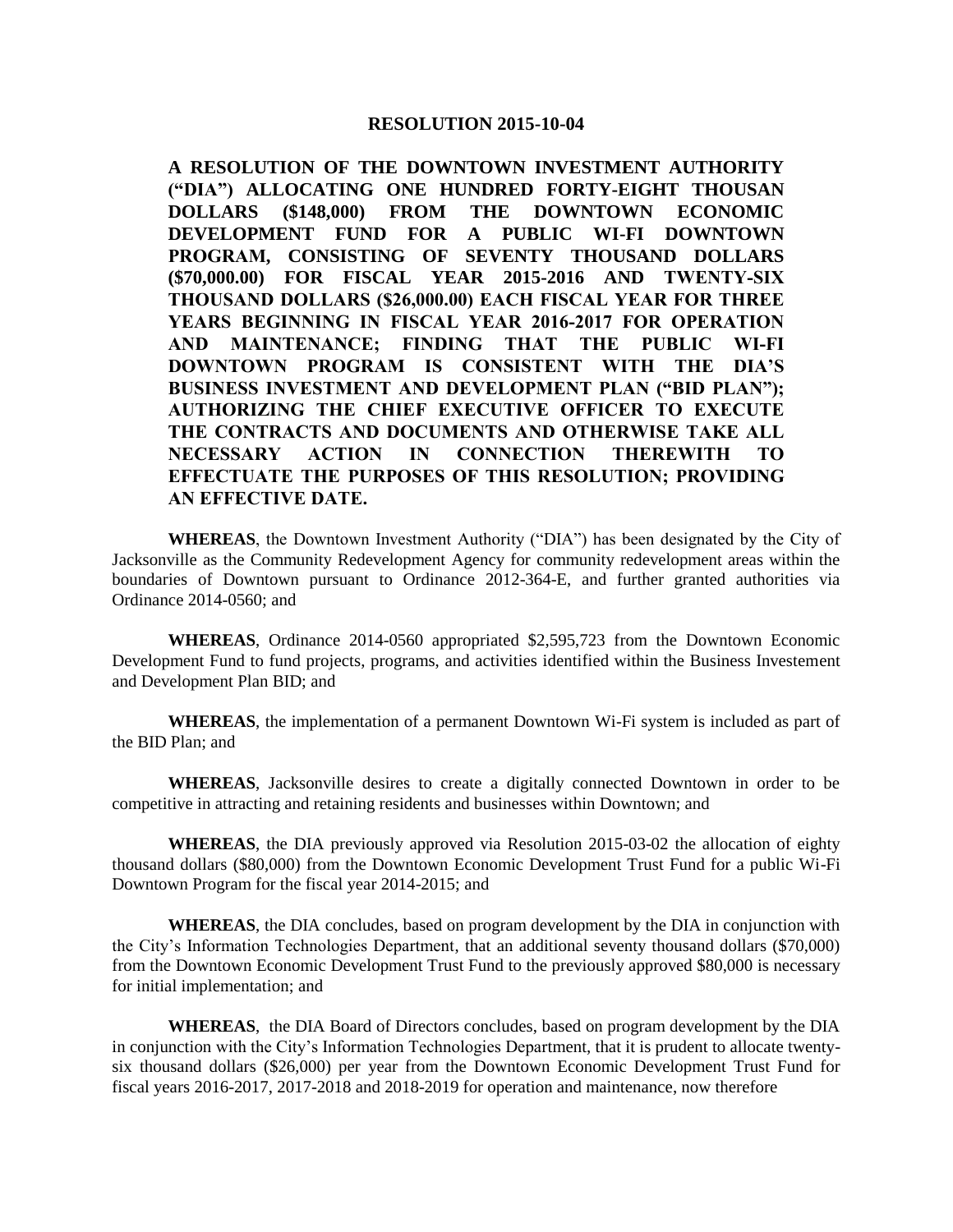# RESOLUTION 2015-10-04

**A RESOLUTION OF THE DOWNTOWN INVESTMENT AUTHORITY ("DIA") ALLOCATING ONE HUNDRED FORTY-EIGHT THOUSAN DOLLARS ($148,000) FROM THE DOWNTOWN ECONOMIC DEVELOPMENT FUND FOR A PUBLIC WI-FI DOWNTOWN PROGRAM, CONSISTING OF SEVENTY THOUSAND DOLLARS ($70,000.00) FOR FISCAL YEAR 2015-2016 AND TWENTY-SIX THOUSAND DOLLARS ($26,000.00) EACH FISCAL YEAR FOR THREE YEARS BEGINNING IN FISCAL YEAR 2016-2017 FOR OPERATION AND MAINTENANCE; FINDING THAT THE PUBLIC WI-FI DOWNTOWN PROGRAM IS CONSISTENT WITH THE DIA'S BUSINESS INVESTMENT AND DEVELOPMENT PLAN ("BID PLAN"); AUTHORIZING THE CHIEF EXECUTIVE OFFICER TO EXECUTE THE CONTRACTS AND DOCUMENTS AND OTHERWISE TAKE ALL NECESSARY ACTION IN CONNECTION THEREWITH TO EFFECTUATE THE PURPOSES OF THIS RESOLUTION; PROVIDING AN EFFECTIVE DATE.**

**WHEREAS**, the Downtown Investment Authority ("DIA") has been designated by the City of Jacksonville as the Community Redevelopment Agency for community redevelopment areas within the boundaries of Downtown pursuant to Ordinance 2012-364-E, and further granted authorities via Ordinance 2014-0560; and

**WHEREAS**, Ordinance 2014-0560 appropriated $2,595,723 from the Downtown Economic Development Fund to fund projects, programs, and activities identified within the Business Investement and Development Plan BID; and

**WHEREAS**, the implementation of a permanent Downtown Wi-Fi system is included as part of the BID Plan; and

**WHEREAS**, Jacksonville desires to create a digitally connected Downtown in order to be competitive in attracting and retaining residents and businesses within Downtown; and

**WHEREAS**, the DIA previously approved via Resolution 2015-03-02 the allocation of eighty thousand dollars ($80,000) from the Downtown Economic Development Trust Fund for a public Wi-Fi Downtown Program for the fiscal year 2014-2015; and

**WHEREAS**, the DIA concludes, based on program development by the DIA in conjunction with the City's Information Technologies Department, that an additional seventy thousand dollars ($70,000) from the Downtown Economic Development Trust Fund to the previously approved $80,000 is necessary for initial implementation; and

**WHEREAS**, the DIA Board of Directors concludes, based on program development by the DIA in conjunction with the City's Information Technologies Department, that it is prudent to allocate twenty-six thousand dollars ($26,000) per year from the Downtown Economic Development Trust Fund for fiscal years 2016-2017, 2017-2018 and 2018-2019 for operation and maintenance, now therefore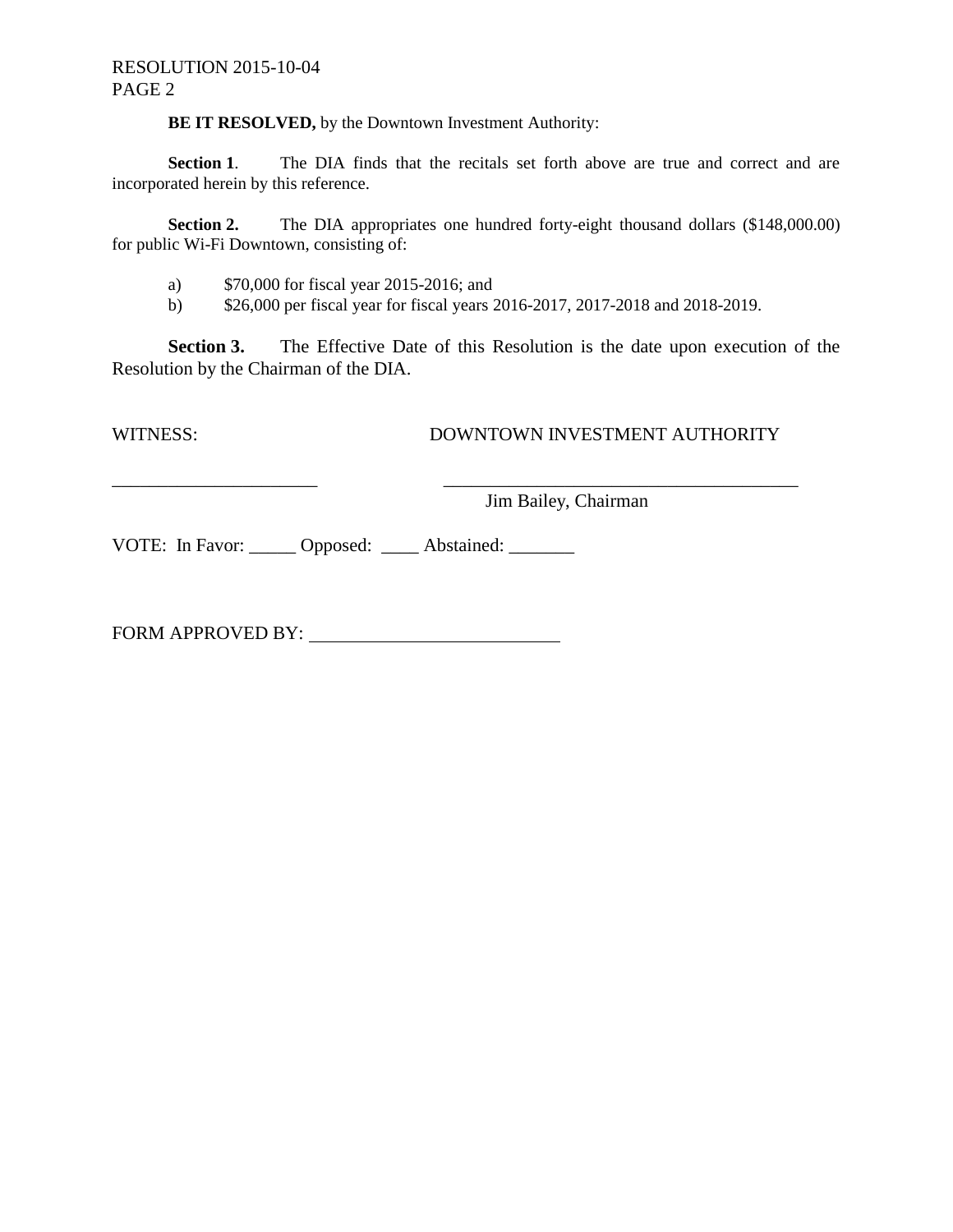**BE IT RESOLVED,** by the Downtown Investment Authority:

**Section 1**. The DIA finds that the recitals set forth above are true and correct and are incorporated herein by this reference.

**Section 2.** The DIA appropriates one hundred forty-eight thousand dollars ($148,000.00) for public Wi-Fi Downtown, consisting of:

a) $70,000 for fiscal year 2015-2016; and
b) $26,000 per fiscal year for fiscal years 2016-2017, 2017-2018 and 2018-2019.

**Section 3.** The Effective Date of this Resolution is the date upon execution of the Resolution by the Chairman of the DIA.

WITNESS: DOWNTOWN INVESTMENT AUTHORITY

______________________ ________________________________________
Jim Bailey, Chairman

VOTE: In Favor: _____ Opposed: ____ Abstained: _______

FORM APPROVED BY: ___________________________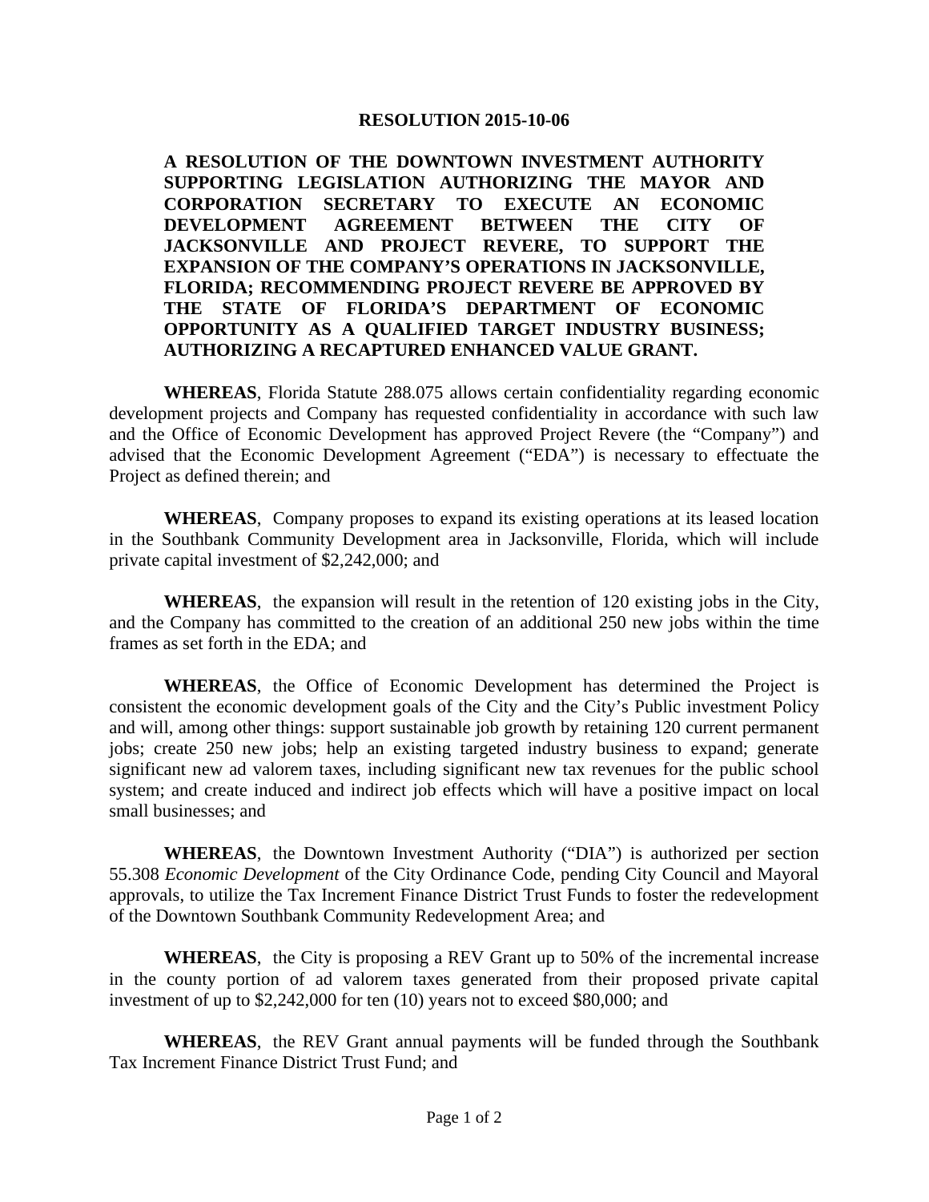# RESOLUTION 2015-10-06

**A RESOLUTION OF THE DOWNTOWN INVESTMENT AUTHORITY SUPPORTING LEGISLATION AUTHORIZING THE MAYOR AND CORPORATION SECRETARY TO EXECUTE AN ECONOMIC DEVELOPMENT AGREEMENT BETWEEN THE CITY OF JACKSONVILLE AND PROJECT REVERE, TO SUPPORT THE EXPANSION OF THE COMPANY'S OPERATIONS IN JACKSONVILLE, FLORIDA; RECOMMENDING PROJECT REVERE BE APPROVED BY THE STATE OF FLORIDA'S DEPARTMENT OF ECONOMIC OPPORTUNITY AS A QUALIFIED TARGET INDUSTRY BUSINESS; AUTHORIZING A RECAPTURED ENHANCED VALUE GRANT.**

**WHEREAS**, Florida Statute 288.075 allows certain confidentiality regarding economic development projects and Company has requested confidentiality in accordance with such law and the Office of Economic Development has approved Project Revere (the "Company") and advised that the Economic Development Agreement ("EDA") is necessary to effectuate the Project as defined therein; and

**WHEREAS**, Company proposes to expand its existing operations at its leased location in the Southbank Community Development area in Jacksonville, Florida, which will include private capital investment of $2,242,000; and

**WHEREAS**, the expansion will result in the retention of 120 existing jobs in the City, and the Company has committed to the creation of an additional 250 new jobs within the time frames as set forth in the EDA; and

**WHEREAS**, the Office of Economic Development has determined the Project is consistent the economic development goals of the City and the City's Public investment Policy and will, among other things: support sustainable job growth by retaining 120 current permanent jobs; create 250 new jobs; help an existing targeted industry business to expand; generate significant new ad valorem taxes, including significant new tax revenues for the public school system; and create induced and indirect job effects which will have a positive impact on local small businesses; and

**WHEREAS**, the Downtown Investment Authority ("DIA") is authorized per section 55.308 *Economic Development* of the City Ordinance Code, pending City Council and Mayoral approvals, to utilize the Tax Increment Finance District Trust Funds to foster the redevelopment of the Downtown Southbank Community Redevelopment Area; and

**WHEREAS**, the City is proposing a REV Grant up to 50% of the incremental increase in the county portion of ad valorem taxes generated from their proposed private capital investment of up to $2,242,000 for ten (10) years not to exceed $80,000; and

**WHEREAS**, the REV Grant annual payments will be funded through the Southbank Tax Increment Finance District Trust Fund; and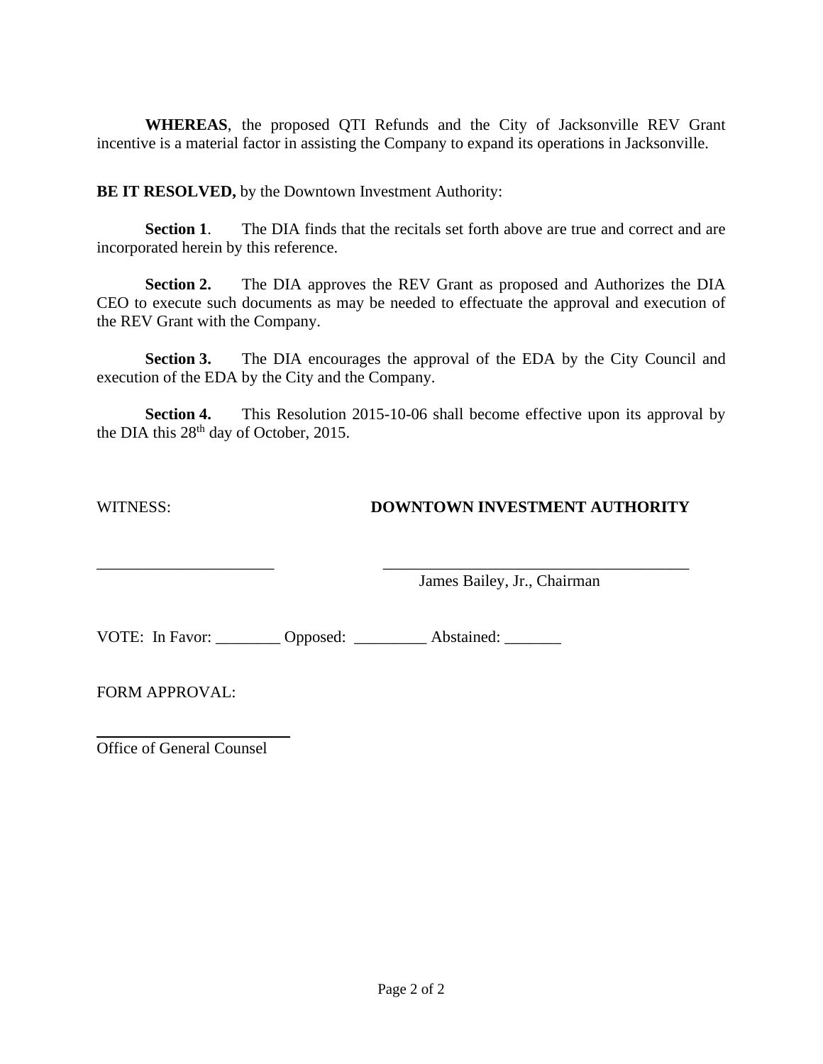**WHEREAS**, the proposed QTI Refunds and the City of Jacksonville REV Grant incentive is a material factor in assisting the Company to expand its operations in Jacksonville.

**BE IT RESOLVED,** by the Downtown Investment Authority:

**Section 1**. The DIA finds that the recitals set forth above are true and correct and are incorporated herein by this reference.

**Section 2.** The DIA approves the REV Grant as proposed and Authorizes the DIA CEO to execute such documents as may be needed to effectuate the approval and execution of the REV Grant with the Company.

**Section 3.** The DIA encourages the approval of the EDA by the City Council and execution of the EDA by the City and the Company.

**Section 4.** This Resolution 2015-10-06 shall become effective upon its approval by the DIA this 28th day of October, 2015.

WITNESS: **DOWNTOWN INVESTMENT AUTHORITY**

______________________ ________________________________________
James Bailey, Jr., Chairman

VOTE: In Favor: ________ Opposed: _________ Abstained: _______

FORM APPROVAL:

________________________
Office of General Counsel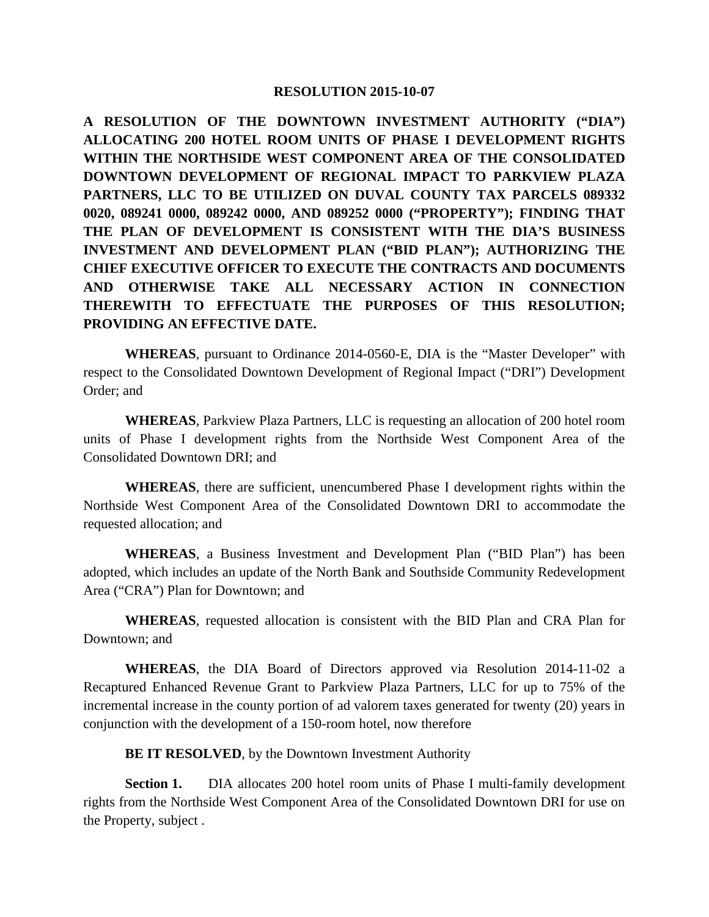**RESOLUTION 2015-10-07**

**A RESOLUTION OF THE DOWNTOWN INVESTMENT AUTHORITY ("DIA") ALLOCATING 200 HOTEL ROOM UNITS OF PHASE I DEVELOPMENT RIGHTS WITHIN THE NORTHSIDE WEST COMPONENT AREA OF THE CONSOLIDATED DOWNTOWN DEVELOPMENT OF REGIONAL IMPACT TO PARKVIEW PLAZA PARTNERS, LLC TO BE UTILIZED ON DUVAL COUNTY TAX PARCELS 089332 0020, 089241 0000, 089242 0000, AND 089252 0000 ("PROPERTY"); FINDING THAT THE PLAN OF DEVELOPMENT IS CONSISTENT WITH THE DIA'S BUSINESS INVESTMENT AND DEVELOPMENT PLAN ("BID PLAN"); AUTHORIZING THE CHIEF EXECUTIVE OFFICER TO EXECUTE THE CONTRACTS AND DOCUMENTS AND OTHERWISE TAKE ALL NECESSARY ACTION IN CONNECTION THEREWITH TO EFFECTUATE THE PURPOSES OF THIS RESOLUTION; PROVIDING AN EFFECTIVE DATE.**

**WHEREAS**, pursuant to Ordinance 2014-0560-E, DIA is the "Master Developer" with respect to the Consolidated Downtown Development of Regional Impact ("DRI") Development Order; and

**WHEREAS**, Parkview Plaza Partners, LLC is requesting an allocation of 200 hotel room units of Phase I development rights from the Northside West Component Area of the Consolidated Downtown DRI; and

**WHEREAS**, there are sufficient, unencumbered Phase I development rights within the Northside West Component Area of the Consolidated Downtown DRI to accommodate the requested allocation; and

**WHEREAS**, a Business Investment and Development Plan ("BID Plan") has been adopted, which includes an update of the North Bank and Southside Community Redevelopment Area ("CRA") Plan for Downtown; and

**WHEREAS**, requested allocation is consistent with the BID Plan and CRA Plan for Downtown; and

**WHEREAS**, the DIA Board of Directors approved via Resolution 2014-11-02 a Recaptured Enhanced Revenue Grant to Parkview Plaza Partners, LLC for up to 75% of the incremental increase in the county portion of ad valorem taxes generated for twenty (20) years in conjunction with the development of a 150-room hotel, now therefore

**BE IT RESOLVED**, by the Downtown Investment Authority

**Section 1.** DIA allocates 200 hotel room units of Phase I multi-family development rights from the Northside West Component Area of the Consolidated Downtown DRI for use on the Property, subject .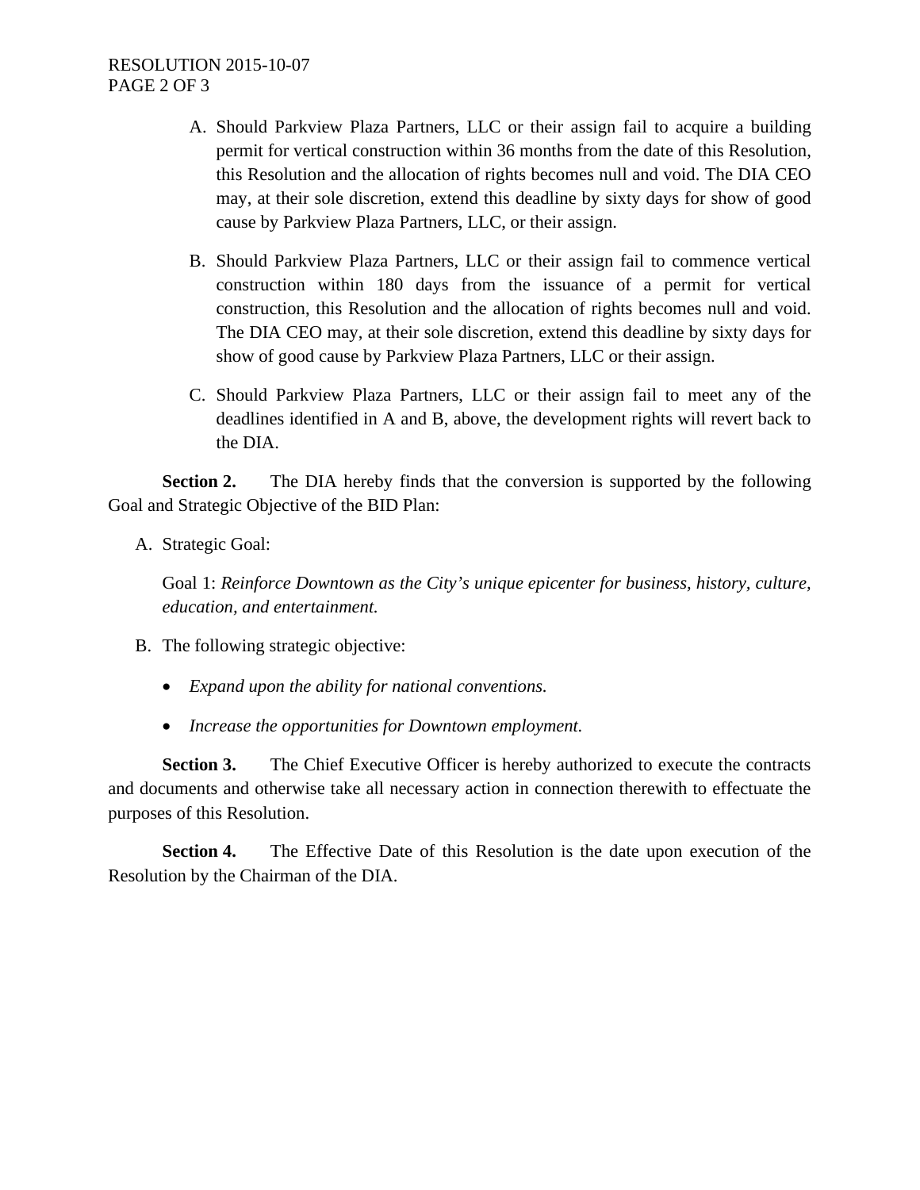A. Should Parkview Plaza Partners, LLC or their assign fail to acquire a building permit for vertical construction within 36 months from the date of this Resolution, this Resolution and the allocation of rights becomes null and void. The DIA CEO may, at their sole discretion, extend this deadline by sixty days for show of good cause by Parkview Plaza Partners, LLC, or their assign.

B. Should Parkview Plaza Partners, LLC or their assign fail to commence vertical construction within 180 days from the issuance of a permit for vertical construction, this Resolution and the allocation of rights becomes null and void. The DIA CEO may, at their sole discretion, extend this deadline by sixty days for show of good cause by Parkview Plaza Partners, LLC or their assign.

C. Should Parkview Plaza Partners, LLC or their assign fail to meet any of the deadlines identified in A and B, above, the development rights will revert back to the DIA.

**Section 2.** The DIA hereby finds that the conversion is supported by the following Goal and Strategic Objective of the BID Plan:

A. Strategic Goal:

Goal 1: *Reinforce Downtown as the City's unique epicenter for business, history, culture, education, and entertainment.*

B. The following strategic objective:

- *Expand upon the ability for national conventions.*
- *Increase the opportunities for Downtown employment.*

**Section 3.** The Chief Executive Officer is hereby authorized to execute the contracts and documents and otherwise take all necessary action in connection therewith to effectuate the purposes of this Resolution.

**Section 4.** The Effective Date of this Resolution is the date upon execution of the Resolution by the Chairman of the DIA.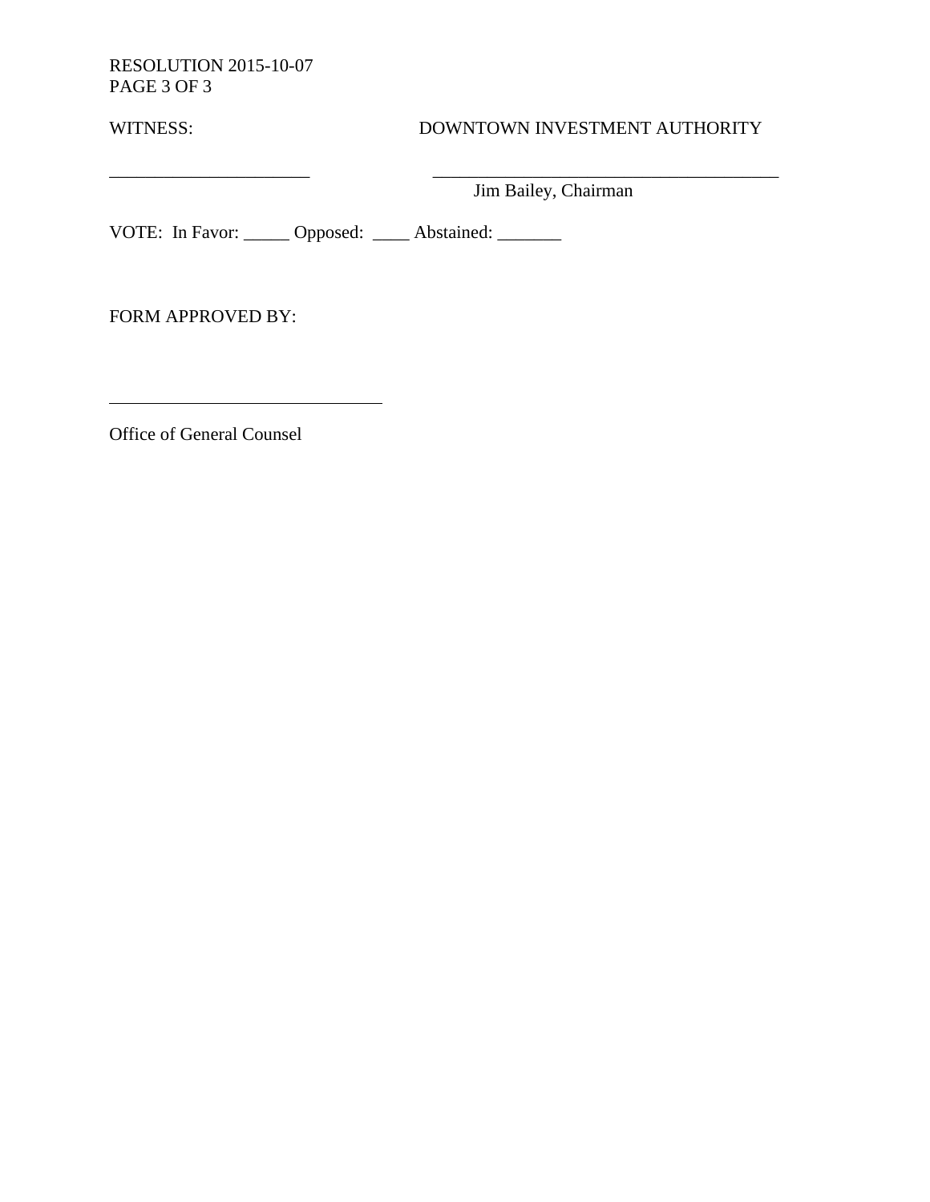RESOLUTION 2015-10-07
PAGE 3 OF 3

WITNESS: DOWNTOWN INVESTMENT AUTHORITY

______________________ ________________________________________
Jim Bailey, Chairman

VOTE: In Favor: _____ Opposed: ____ Abstained: _______

FORM APPROVED BY:

______________________________
Office of General Counsel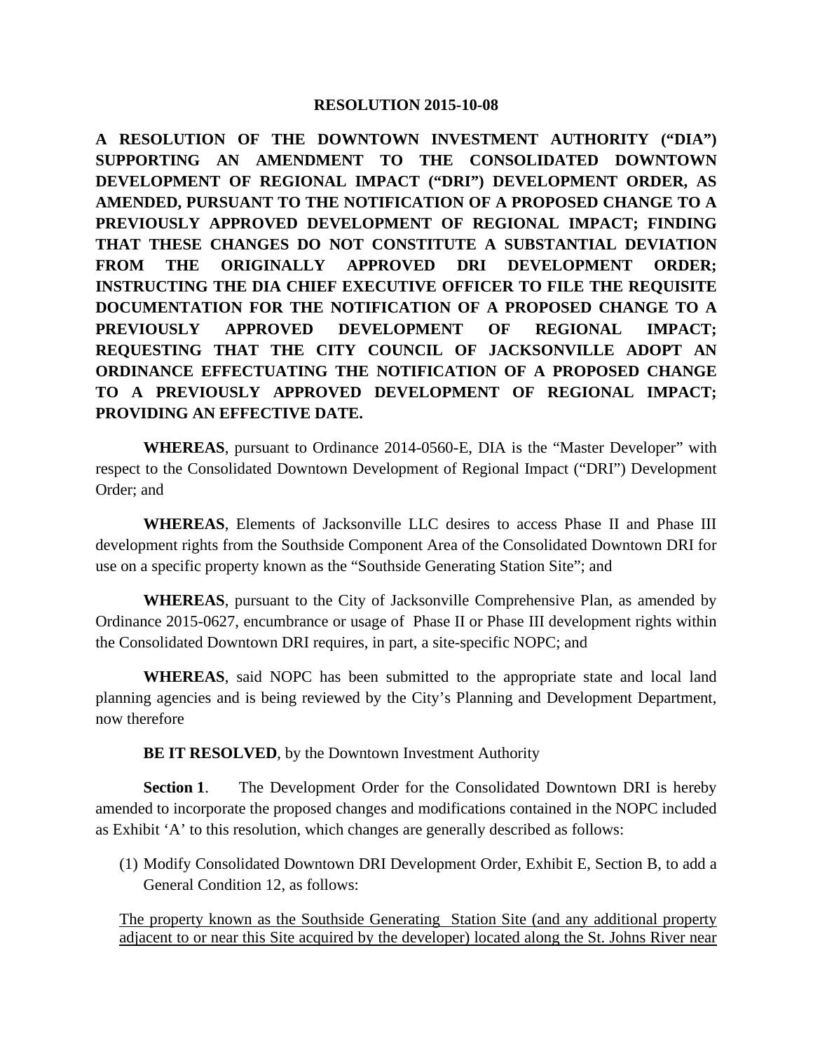**RESOLUTION 2015-10-08**

**A RESOLUTION OF THE DOWNTOWN INVESTMENT AUTHORITY ("DIA") SUPPORTING AN AMENDMENT TO THE CONSOLIDATED DOWNTOWN DEVELOPMENT OF REGIONAL IMPACT ("DRI") DEVELOPMENT ORDER, AS AMENDED, PURSUANT TO THE NOTIFICATION OF A PROPOSED CHANGE TO A PREVIOUSLY APPROVED DEVELOPMENT OF REGIONAL IMPACT; FINDING THAT THESE CHANGES DO NOT CONSTITUTE A SUBSTANTIAL DEVIATION FROM THE ORIGINALLY APPROVED DRI DEVELOPMENT ORDER; INSTRUCTING THE DIA CHIEF EXECUTIVE OFFICER TO FILE THE REQUISITE DOCUMENTATION FOR THE NOTIFICATION OF A PROPOSED CHANGE TO A PREVIOUSLY APPROVED DEVELOPMENT OF REGIONAL IMPACT; REQUESTING THAT THE CITY COUNCIL OF JACKSONVILLE ADOPT AN ORDINANCE EFFECTUATING THE NOTIFICATION OF A PROPOSED CHANGE TO A PREVIOUSLY APPROVED DEVELOPMENT OF REGIONAL IMPACT; PROVIDING AN EFFECTIVE DATE.**

**WHEREAS**, pursuant to Ordinance 2014-0560-E, DIA is the "Master Developer" with respect to the Consolidated Downtown Development of Regional Impact ("DRI") Development Order; and

**WHEREAS**, Elements of Jacksonville LLC desires to access Phase II and Phase III development rights from the Southside Component Area of the Consolidated Downtown DRI for use on a specific property known as the "Southside Generating Station Site"; and

**WHEREAS**, pursuant to the City of Jacksonville Comprehensive Plan, as amended by Ordinance 2015-0627, encumbrance or usage of Phase II or Phase III development rights within the Consolidated Downtown DRI requires, in part, a site-specific NOPC; and

**WHEREAS**, said NOPC has been submitted to the appropriate state and local land planning agencies and is being reviewed by the City's Planning and Development Department, now therefore

**BE IT RESOLVED**, by the Downtown Investment Authority

**Section 1**. The Development Order for the Consolidated Downtown DRI is hereby amended to incorporate the proposed changes and modifications contained in the NOPC included as Exhibit 'A' to this resolution, which changes are generally described as follows:

(1) Modify Consolidated Downtown DRI Development Order, Exhibit E, Section B, to add a General Condition 12, as follows:

<u>The property known as the Southside Generating Station Site (and any additional property adjacent to or near this Site acquired by the developer) located along the St. Johns River near</u>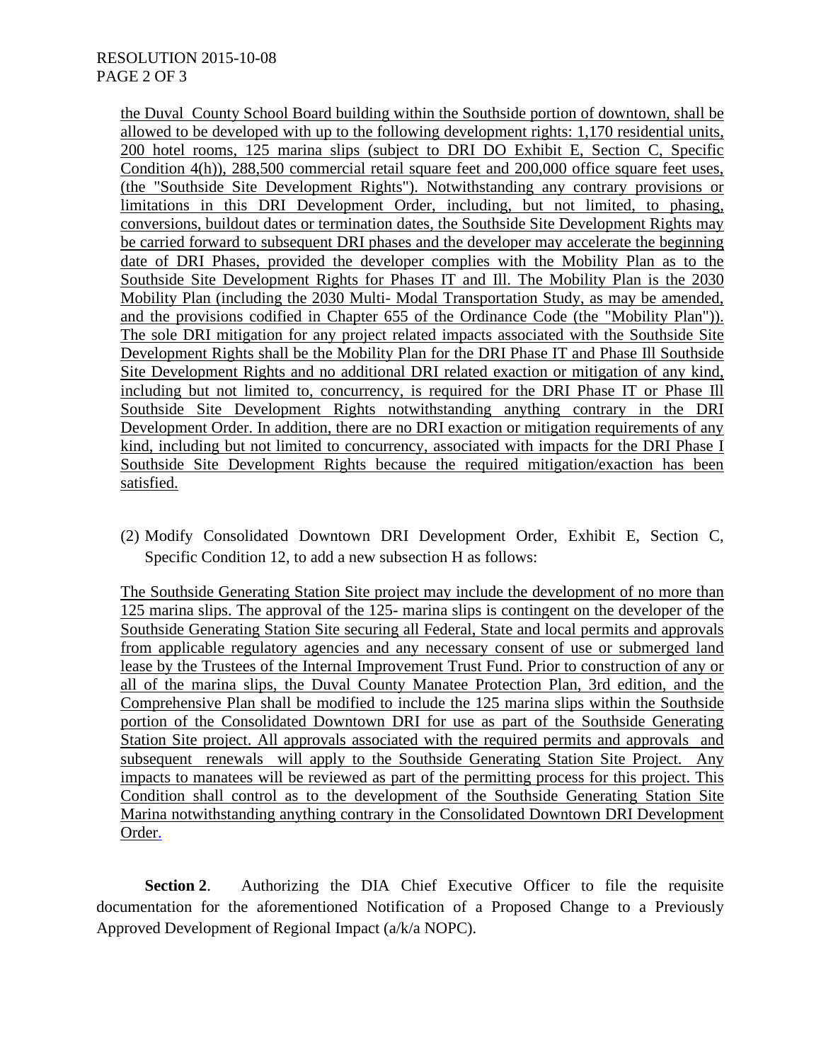the Duval County School Board building within the Southside portion of downtown, shall be allowed to be developed with up to the following development rights: 1,170 residential units, 200 hotel rooms, 125 marina slips (subject to DRI DO Exhibit E, Section C, Specific Condition 4(h)), 288,500 commercial retail square feet and 200,000 office square feet uses, (the "Southside Site Development Rights"). Notwithstanding any contrary provisions or limitations in this DRI Development Order, including, but not limited to, phasing, conversions, buildout dates or termination dates, the Southside Site Development Rights may be carried forward to subsequent DRI phases and the developer may accelerate the beginning date of DRI Phases, provided the developer complies with the Mobility Plan as to the Southside Site Development Rights for Phases IT and Ill. The Mobility Plan is the 2030 Mobility Plan (including the 2030 Multi- Modal Transportation Study, as may be amended, and the provisions codified in Chapter 655 of the Ordinance Code (the "Mobility Plan")). The sole DRI mitigation for any project related impacts associated with the Southside Site Development Rights shall be the Mobility Plan for the DRI Phase IT and Phase Ill Southside Site Development Rights and no additional DRI related exaction or mitigation of any kind, including but not limited to, concurrency, is required for the DRI Phase IT or Phase Ill Southside Site Development Rights notwithstanding anything contrary in the DRI Development Order. In addition, there are no DRI exaction or mitigation requirements of any kind, including but not limited to concurrency, associated with impacts for the DRI Phase I Southside Site Development Rights because the required mitigation/exaction has been satisfied.

(2) Modify Consolidated Downtown DRI Development Order, Exhibit E, Section C, Specific Condition 12, to add a new subsection H as follows:

The Southside Generating Station Site project may include the development of no more than 125 marina slips. The approval of the 125- marina slips is contingent on the developer of the Southside Generating Station Site securing all Federal, State and local permits and approvals from applicable regulatory agencies and any necessary consent of use or submerged land lease by the Trustees of the Internal Improvement Trust Fund. Prior to construction of any or all of the marina slips, the Duval County Manatee Protection Plan, 3rd edition, and the Comprehensive Plan shall be modified to include the 125 marina slips within the Southside portion of the Consolidated Downtown DRI for use as part of the Southside Generating Station Site project. All approvals associated with the required permits and approvals and subsequent renewals will apply to the Southside Generating Station Site Project. Any impacts to manatees will be reviewed as part of the permitting process for this project. This Condition shall control as to the development of the Southside Generating Station Site Marina notwithstanding anything contrary in the Consolidated Downtown DRI Development Order.

**Section 2**. Authorizing the DIA Chief Executive Officer to file the requisite documentation for the aforementioned Notification of a Proposed Change to a Previously Approved Development of Regional Impact (a/k/a NOPC).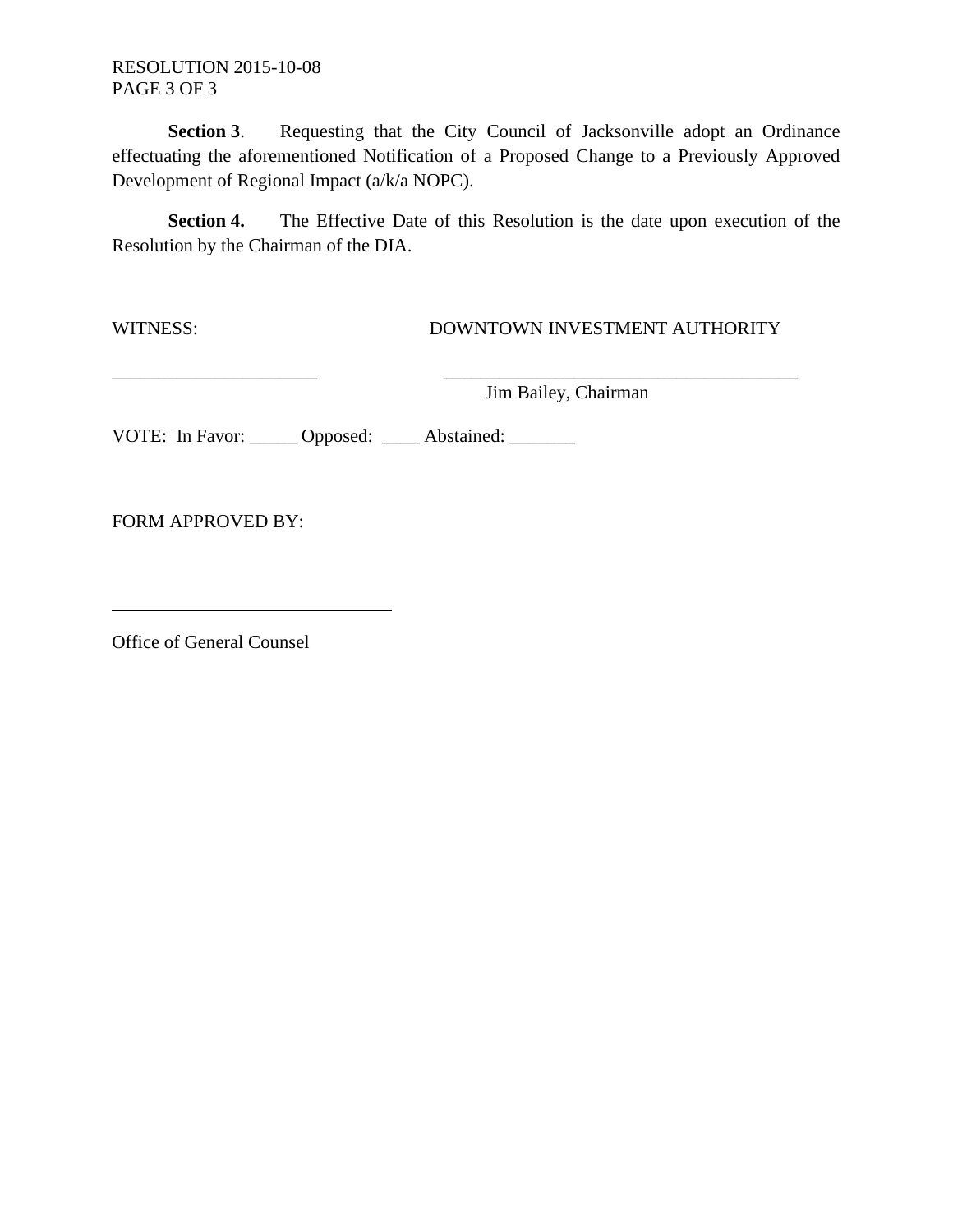**Section 3**. Requesting that the City Council of Jacksonville adopt an Ordinance effectuating the aforementioned Notification of a Proposed Change to a Previously Approved Development of Regional Impact (a/k/a NOPC).

**Section 4.** The Effective Date of this Resolution is the date upon execution of the Resolution by the Chairman of the DIA.

WITNESS: DOWNTOWN INVESTMENT AUTHORITY

______________________ ______________________________________
Jim Bailey, Chairman

VOTE: In Favor: _____ Opposed: ____ Abstained: _______

FORM APPROVED BY:

______________________________

Office of General Counsel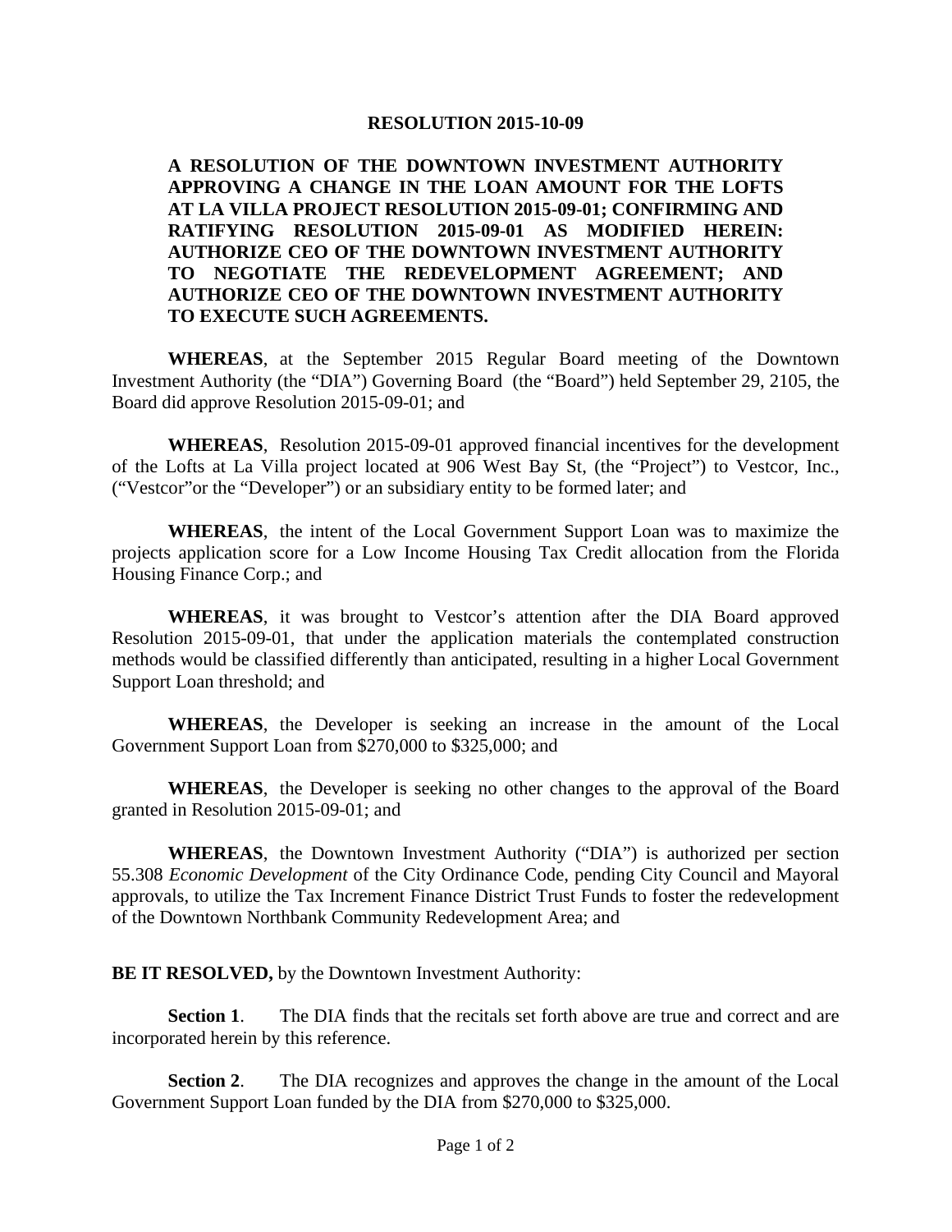**RESOLUTION 2015-10-09**

**A RESOLUTION OF THE DOWNTOWN INVESTMENT AUTHORITY APPROVING A CHANGE IN THE LOAN AMOUNT FOR THE LOFTS AT LA VILLA PROJECT RESOLUTION 2015-09-01; CONFIRMING AND RATIFYING RESOLUTION 2015-09-01 AS MODIFIED HEREIN: AUTHORIZE CEO OF THE DOWNTOWN INVESTMENT AUTHORITY TO NEGOTIATE THE REDEVELOPMENT AGREEMENT; AND AUTHORIZE CEO OF THE DOWNTOWN INVESTMENT AUTHORITY TO EXECUTE SUCH AGREEMENTS.**

**WHEREAS**, at the September 2015 Regular Board meeting of the Downtown Investment Authority (the "DIA") Governing Board (the "Board") held September 29, 2105, the Board did approve Resolution 2015-09-01; and

**WHEREAS**, Resolution 2015-09-01 approved financial incentives for the development of the Lofts at La Villa project located at 906 West Bay St, (the "Project") to Vestcor, Inc., ("Vestcor"or the "Developer") or an subsidiary entity to be formed later; and

**WHEREAS**, the intent of the Local Government Support Loan was to maximize the projects application score for a Low Income Housing Tax Credit allocation from the Florida Housing Finance Corp.; and

**WHEREAS**, it was brought to Vestcor's attention after the DIA Board approved Resolution 2015-09-01, that under the application materials the contemplated construction methods would be classified differently than anticipated, resulting in a higher Local Government Support Loan threshold; and

**WHEREAS**, the Developer is seeking an increase in the amount of the Local Government Support Loan from $270,000 to $325,000; and

**WHEREAS**, the Developer is seeking no other changes to the approval of the Board granted in Resolution 2015-09-01; and

**WHEREAS**, the Downtown Investment Authority ("DIA") is authorized per section 55.308 *Economic Development* of the City Ordinance Code, pending City Council and Mayoral approvals, to utilize the Tax Increment Finance District Trust Funds to foster the redevelopment of the Downtown Northbank Community Redevelopment Area; and

**BE IT RESOLVED,** by the Downtown Investment Authority:

**Section 1**. The DIA finds that the recitals set forth above are true and correct and are incorporated herein by this reference.

**Section 2**. The DIA recognizes and approves the change in the amount of the Local Government Support Loan funded by the DIA from $270,000 to $325,000.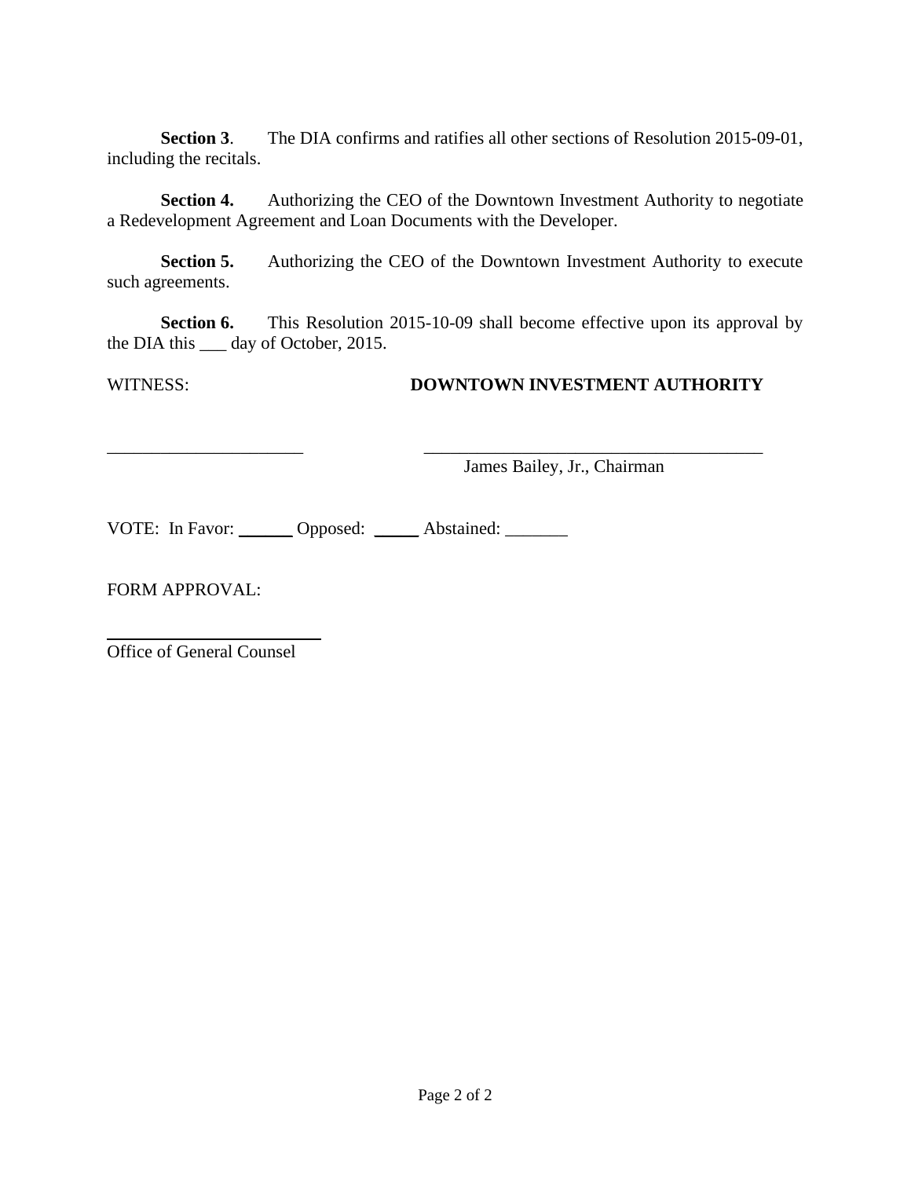**Section 3**. The DIA confirms and ratifies all other sections of Resolution 2015-09-01, including the recitals.

**Section 4.** Authorizing the CEO of the Downtown Investment Authority to negotiate a Redevelopment Agreement and Loan Documents with the Developer.

**Section 5.** Authorizing the CEO of the Downtown Investment Authority to execute such agreements.

**Section 6.** This Resolution 2015-10-09 shall become effective upon its approval by the DIA this ___ day of October, 2015.

WITNESS: **DOWNTOWN INVESTMENT AUTHORITY**

______________________ ______________________________________

James Bailey, Jr., Chairman

VOTE: In Favor: ______ Opposed: _____ Abstained: _______

FORM APPROVAL:

________________________

Office of General Counsel